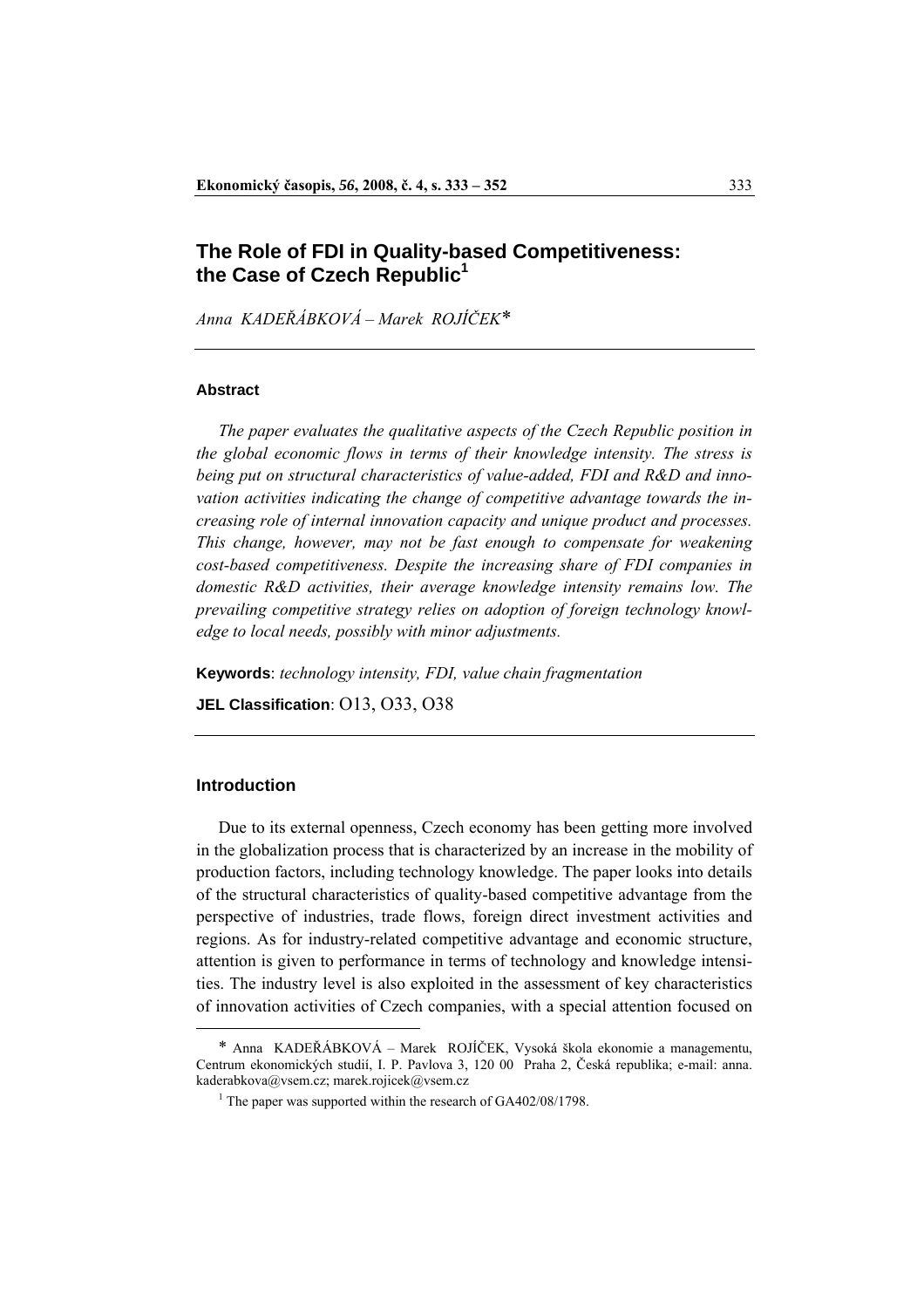# The Role of FDI in Quality-based Competitiveness: the Case of Czech Republic[1]

*Anna KADEŘÁBKOVÁ – Marek ROJÍČEK*\*

## Abstract

*The paper evaluates the qualitative aspects of the Czech Republic position in the global economic flows in terms of their knowledge intensity. The stress is being put on structural characteristics of value-added, FDI and R&D and innovation activities indicating the change of competitive advantage towards the increasing role of internal innovation capacity and unique product and processes. This change, however, may not be fast enough to compensate for weakening cost-based competitiveness. Despite the increasing share of FDI companies in domestic R&D activities, their average knowledge intensity remains low. The prevailing competitive strategy relies on adoption of foreign technology knowledge to local needs, possibly with minor adjustments.*

**Keywords**: *technology intensity, FDI, value chain fragmentation*

**JEL Classification**: O13, O33, O38

## Introduction

Due to its external openness, Czech economy has been getting more involved in the globalization process that is characterized by an increase in the mobility of production factors, including technology knowledge. The paper looks into details of the structural characteristics of quality-based competitive advantage from the perspective of industries, trade flows, foreign direct investment activities and regions. As for industry-related competitive advantage and economic structure, attention is given to performance in terms of technology and knowledge intensities. The industry level is also exploited in the assessment of key characteristics of innovation activities of Czech companies, with a special attention focused on

---

\* Anna KADEŘÁBKOVÁ – Marek ROJÍČEK, Vysoká škola ekonomie a managementu, Centrum ekonomických studií, I. P. Pavlova 3, 120 00 Praha 2, Česká republika; e-mail: anna.kaderabkova@vsem.cz; marek.rojicek@vsem.cz

[1] The paper was supported within the research of GA402/08/1798.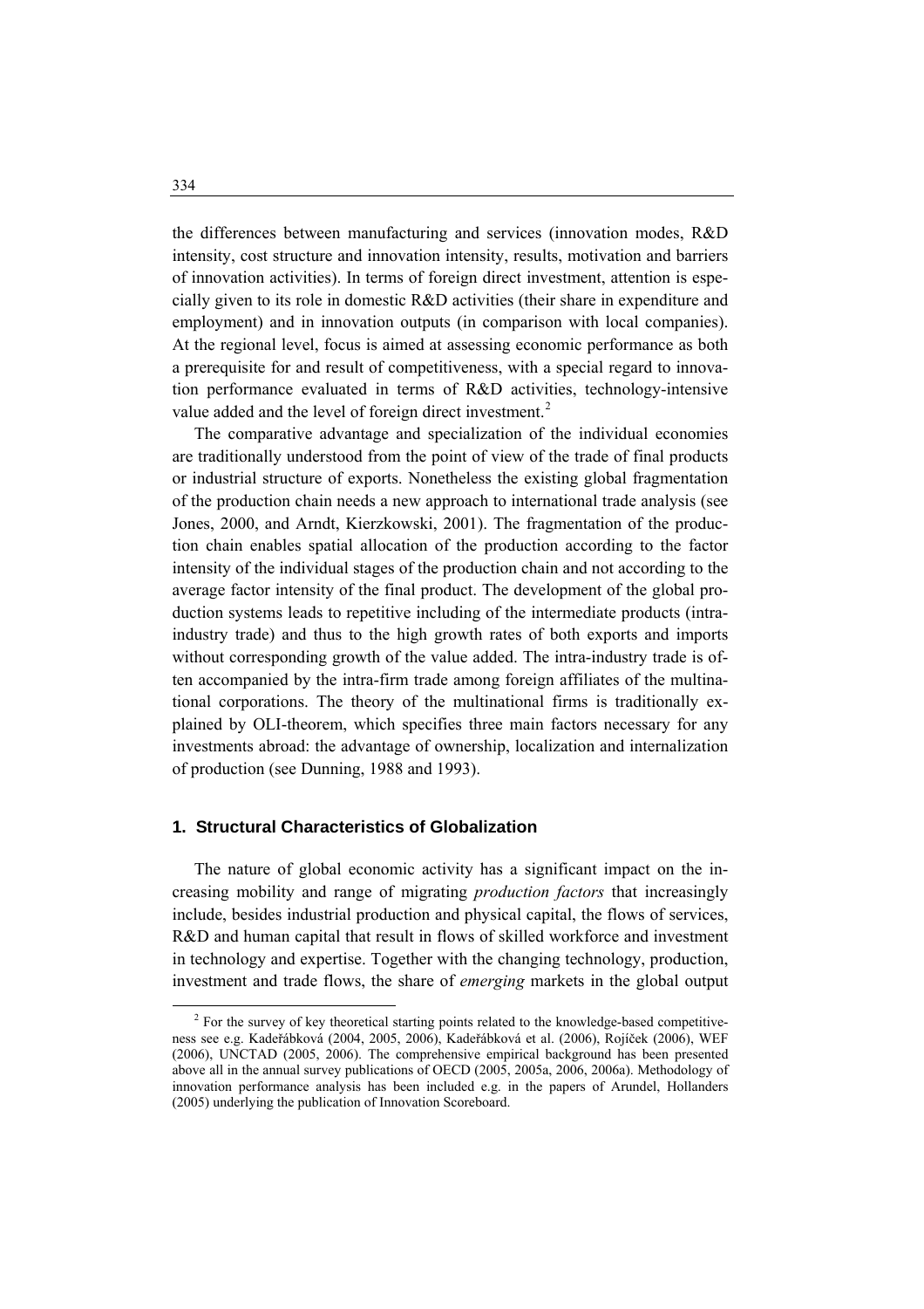the differences between manufacturing and services (innovation modes, R&D intensity, cost structure and innovation intensity, results, motivation and barriers of innovation activities). In terms of foreign direct investment, attention is especially given to its role in domestic R&D activities (their share in expenditure and employment) and in innovation outputs (in comparison with local companies). At the regional level, focus is aimed at assessing economic performance as both a prerequisite for and result of competitiveness, with a special regard to innovation performance evaluated in terms of R&D activities, technology-intensive value added and the level of foreign direct investment.[2]

The comparative advantage and specialization of the individual economies are traditionally understood from the point of view of the trade of final products or industrial structure of exports. Nonetheless the existing global fragmentation of the production chain needs a new approach to international trade analysis (see Jones, 2000, and Arndt, Kierzkowski, 2001). The fragmentation of the production chain enables spatial allocation of the production according to the factor intensity of the individual stages of the production chain and not according to the average factor intensity of the final product. The development of the global production systems leads to repetitive including of the intermediate products (intra-industry trade) and thus to the high growth rates of both exports and imports without corresponding growth of the value added. The intra-industry trade is often accompanied by the intra-firm trade among foreign affiliates of the multinational corporations. The theory of the multinational firms is traditionally explained by OLI-theorem, which specifies three main factors necessary for any investments abroad: the advantage of ownership, localization and internalization of production (see Dunning, 1988 and 1993).

## 1. Structural Characteristics of Globalization

The nature of global economic activity has a significant impact on the increasing mobility and range of migrating *production factors* that increasingly include, besides industrial production and physical capital, the flows of services, R&D and human capital that result in flows of skilled workforce and investment in technology and expertise. Together with the changing technology, production, investment and trade flows, the share of *emerging* markets in the global output

[2] For the survey of key theoretical starting points related to the knowledge-based competitiveness see e.g. Kadeřábková (2004, 2005, 2006), Kadeřábková et al. (2006), Rojíček (2006), WEF (2006), UNCTAD (2005, 2006). The comprehensive empirical background has been presented above all in the annual survey publications of OECD (2005, 2005a, 2006, 2006a). Methodology of innovation performance analysis has been included e.g. in the papers of Arundel, Hollanders (2005) underlying the publication of Innovation Scoreboard.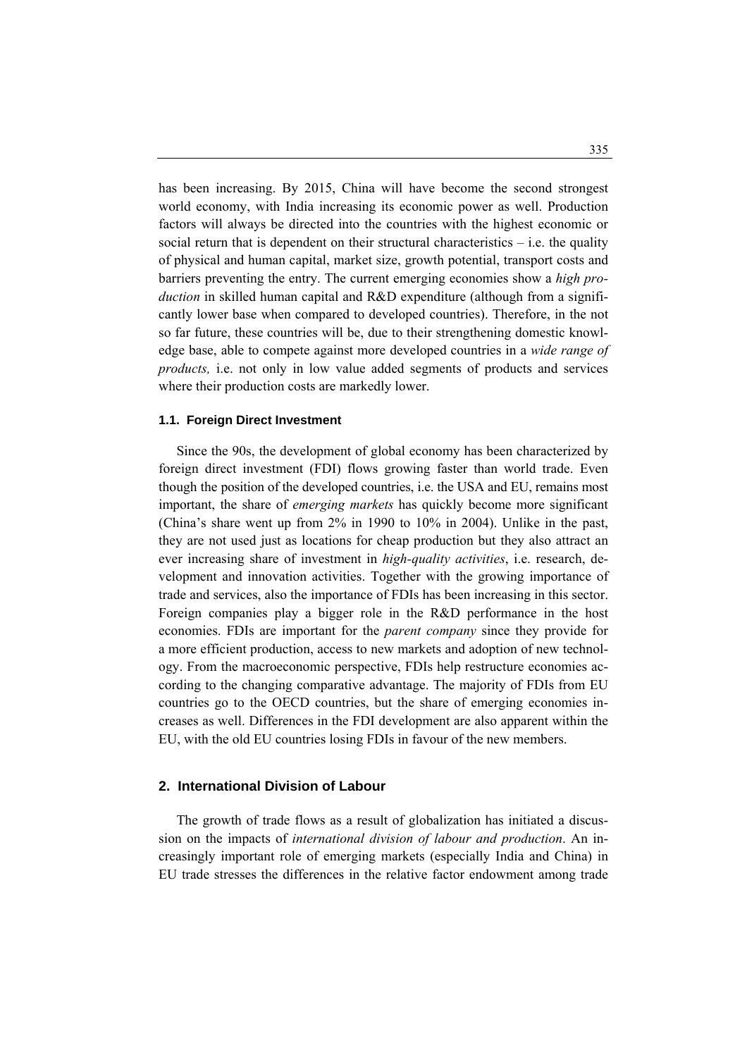has been increasing. By 2015, China will have become the second strongest world economy, with India increasing its economic power as well. Production factors will always be directed into the countries with the highest economic or social return that is dependent on their structural characteristics – i.e. the quality of physical and human capital, market size, growth potential, transport costs and barriers preventing the entry. The current emerging economies show a *high production* in skilled human capital and R&D expenditure (although from a significantly lower base when compared to developed countries). Therefore, in the not so far future, these countries will be, due to their strengthening domestic knowledge base, able to compete against more developed countries in a *wide range of products,* i.e. not only in low value added segments of products and services where their production costs are markedly lower.

### 1.1. Foreign Direct Investment

Since the 90s, the development of global economy has been characterized by foreign direct investment (FDI) flows growing faster than world trade. Even though the position of the developed countries, i.e. the USA and EU, remains most important, the share of *emerging markets* has quickly become more significant (China's share went up from 2% in 1990 to 10% in 2004). Unlike in the past, they are not used just as locations for cheap production but they also attract an ever increasing share of investment in *high-quality activities*, i.e. research, development and innovation activities. Together with the growing importance of trade and services, also the importance of FDIs has been increasing in this sector. Foreign companies play a bigger role in the R&D performance in the host economies. FDIs are important for the *parent company* since they provide for a more efficient production, access to new markets and adoption of new technology. From the macroeconomic perspective, FDIs help restructure economies according to the changing comparative advantage. The majority of FDIs from EU countries go to the OECD countries, but the share of emerging economies increases as well. Differences in the FDI development are also apparent within the EU, with the old EU countries losing FDIs in favour of the new members.

## 2. International Division of Labour

The growth of trade flows as a result of globalization has initiated a discussion on the impacts of *international division of labour and production*. An increasingly important role of emerging markets (especially India and China) in EU trade stresses the differences in the relative factor endowment among trade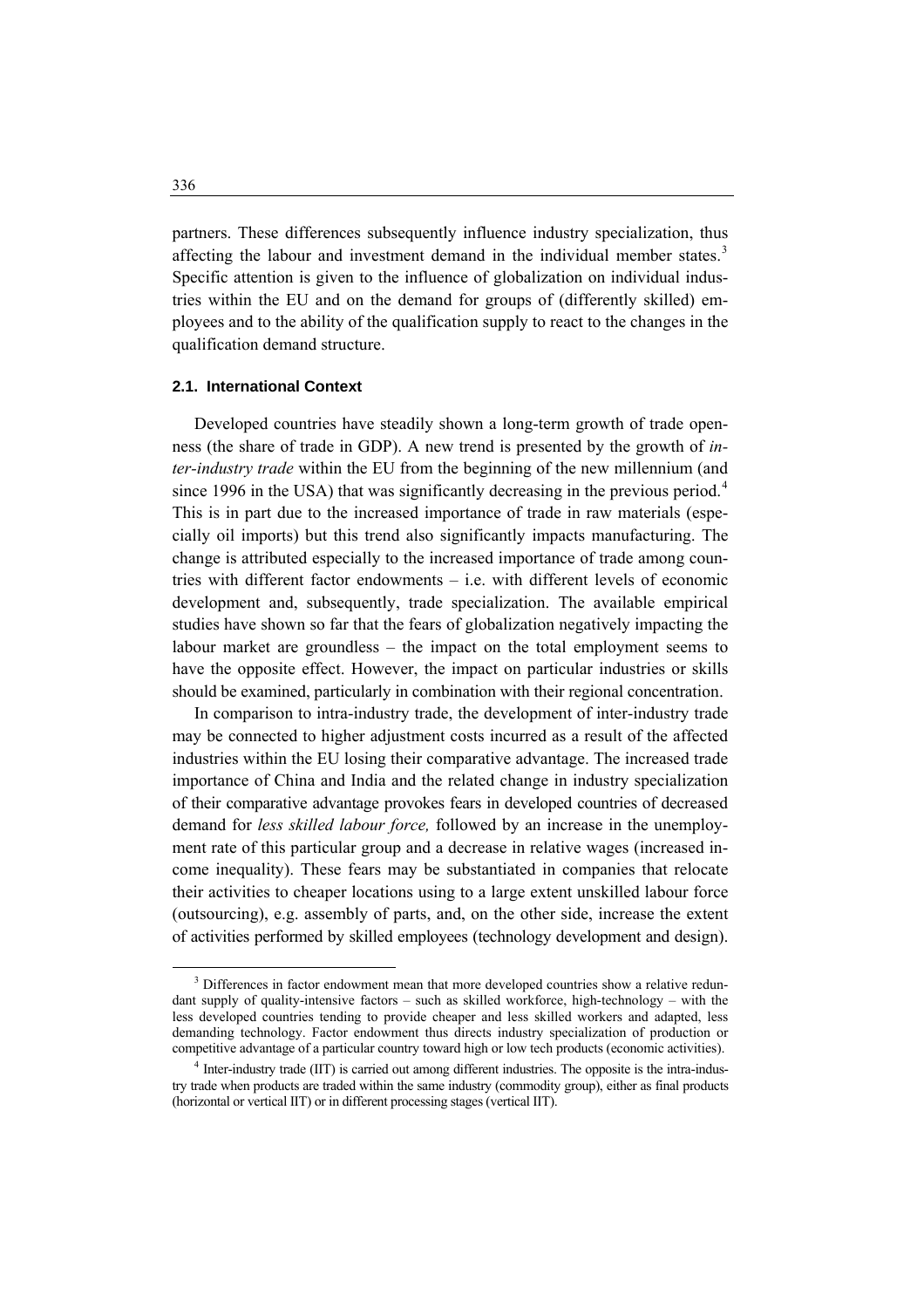partners. These differences subsequently influence industry specialization, thus affecting the labour and investment demand in the individual member states.[3] Specific attention is given to the influence of globalization on individual industries within the EU and on the demand for groups of (differently skilled) employees and to the ability of the qualification supply to react to the changes in the qualification demand structure.

### 2.1. International Context

Developed countries have steadily shown a long-term growth of trade openness (the share of trade in GDP). A new trend is presented by the growth of *inter-industry trade* within the EU from the beginning of the new millennium (and since 1996 in the USA) that was significantly decreasing in the previous period.[4] This is in part due to the increased importance of trade in raw materials (especially oil imports) but this trend also significantly impacts manufacturing. The change is attributed especially to the increased importance of trade among countries with different factor endowments – i.e. with different levels of economic development and, subsequently, trade specialization. The available empirical studies have shown so far that the fears of globalization negatively impacting the labour market are groundless – the impact on the total employment seems to have the opposite effect. However, the impact on particular industries or skills should be examined, particularly in combination with their regional concentration.

In comparison to intra-industry trade, the development of inter-industry trade may be connected to higher adjustment costs incurred as a result of the affected industries within the EU losing their comparative advantage. The increased trade importance of China and India and the related change in industry specialization of their comparative advantage provokes fears in developed countries of decreased demand for *less skilled labour force,* followed by an increase in the unemployment rate of this particular group and a decrease in relative wages (increased income inequality). These fears may be substantiated in companies that relocate their activities to cheaper locations using to a large extent unskilled labour force (outsourcing), e.g. assembly of parts, and, on the other side, increase the extent of activities performed by skilled employees (technology development and design).

[3] Differences in factor endowment mean that more developed countries show a relative redundant supply of quality-intensive factors – such as skilled workforce, high-technology – with the less developed countries tending to provide cheaper and less skilled workers and adapted, less demanding technology. Factor endowment thus directs industry specialization of production or competitive advantage of a particular country toward high or low tech products (economic activities).

[4] Inter-industry trade (IIT) is carried out among different industries. The opposite is the intra-industry trade when products are traded within the same industry (commodity group), either as final products (horizontal or vertical IIT) or in different processing stages (vertical IIT).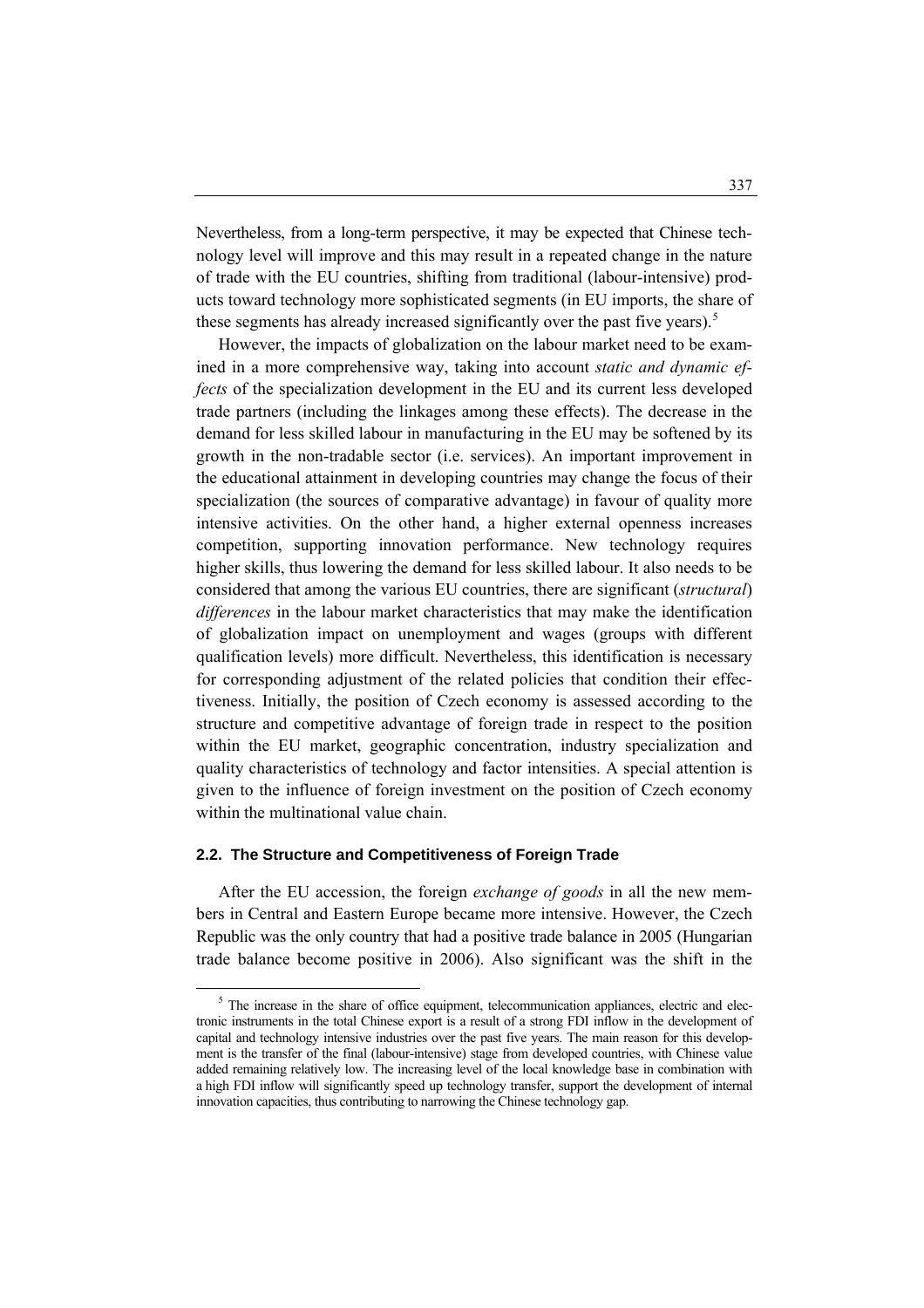Nevertheless, from a long-term perspective, it may be expected that Chinese technology level will improve and this may result in a repeated change in the nature of trade with the EU countries, shifting from traditional (labour-intensive) products toward technology more sophisticated segments (in EU imports, the share of these segments has already increased significantly over the past five years).[5]

However, the impacts of globalization on the labour market need to be examined in a more comprehensive way, taking into account *static and dynamic effects* of the specialization development in the EU and its current less developed trade partners (including the linkages among these effects). The decrease in the demand for less skilled labour in manufacturing in the EU may be softened by its growth in the non-tradable sector (i.e. services). An important improvement in the educational attainment in developing countries may change the focus of their specialization (the sources of comparative advantage) in favour of quality more intensive activities. On the other hand, a higher external openness increases competition, supporting innovation performance. New technology requires higher skills, thus lowering the demand for less skilled labour. It also needs to be considered that among the various EU countries, there are significant (*structural*) *differences* in the labour market characteristics that may make the identification of globalization impact on unemployment and wages (groups with different qualification levels) more difficult. Nevertheless, this identification is necessary for corresponding adjustment of the related policies that condition their effectiveness. Initially, the position of Czech economy is assessed according to the structure and competitive advantage of foreign trade in respect to the position within the EU market, geographic concentration, industry specialization and quality characteristics of technology and factor intensities. A special attention is given to the influence of foreign investment on the position of Czech economy within the multinational value chain.

### 2.2. The Structure and Competitiveness of Foreign Trade

After the EU accession, the foreign *exchange of goods* in all the new members in Central and Eastern Europe became more intensive. However, the Czech Republic was the only country that had a positive trade balance in 2005 (Hungarian trade balance become positive in 2006). Also significant was the shift in the

---

[5] The increase in the share of office equipment, telecommunication appliances, electric and electronic instruments in the total Chinese export is a result of a strong FDI inflow in the development of capital and technology intensive industries over the past five years. The main reason for this development is the transfer of the final (labour-intensive) stage from developed countries, with Chinese value added remaining relatively low. The increasing level of the local knowledge base in combination with a high FDI inflow will significantly speed up technology transfer, support the development of internal innovation capacities, thus contributing to narrowing the Chinese technology gap.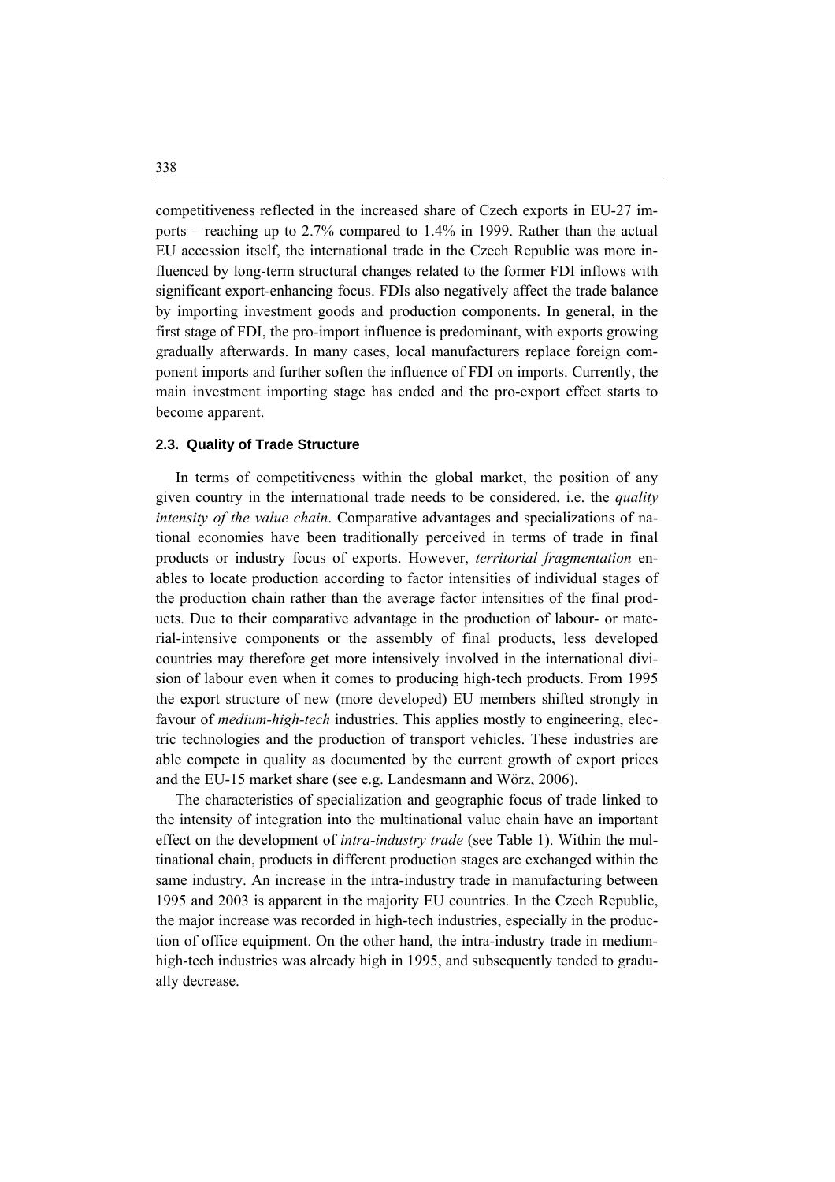competitiveness reflected in the increased share of Czech exports in EU-27 imports – reaching up to 2.7% compared to 1.4% in 1999. Rather than the actual EU accession itself, the international trade in the Czech Republic was more influenced by long-term structural changes related to the former FDI inflows with significant export-enhancing focus. FDIs also negatively affect the trade balance by importing investment goods and production components. In general, in the first stage of FDI, the pro-import influence is predominant, with exports growing gradually afterwards. In many cases, local manufacturers replace foreign component imports and further soften the influence of FDI on imports. Currently, the main investment importing stage has ended and the pro-export effect starts to become apparent.

### 2.3. Quality of Trade Structure

In terms of competitiveness within the global market, the position of any given country in the international trade needs to be considered, i.e. the *quality intensity of the value chain*. Comparative advantages and specializations of national economies have been traditionally perceived in terms of trade in final products or industry focus of exports. However, *territorial fragmentation* enables to locate production according to factor intensities of individual stages of the production chain rather than the average factor intensities of the final products. Due to their comparative advantage in the production of labour- or material-intensive components or the assembly of final products, less developed countries may therefore get more intensively involved in the international division of labour even when it comes to producing high-tech products. From 1995 the export structure of new (more developed) EU members shifted strongly in favour of *medium-high-tech* industries. This applies mostly to engineering, electric technologies and the production of transport vehicles. These industries are able compete in quality as documented by the current growth of export prices and the EU-15 market share (see e.g. Landesmann and Wörz, 2006).

The characteristics of specialization and geographic focus of trade linked to the intensity of integration into the multinational value chain have an important effect on the development of *intra-industry trade* (see Table 1). Within the multinational chain, products in different production stages are exchanged within the same industry. An increase in the intra-industry trade in manufacturing between 1995 and 2003 is apparent in the majority EU countries. In the Czech Republic, the major increase was recorded in high-tech industries, especially in the production of office equipment. On the other hand, the intra-industry trade in medium-high-tech industries was already high in 1995, and subsequently tended to gradually decrease.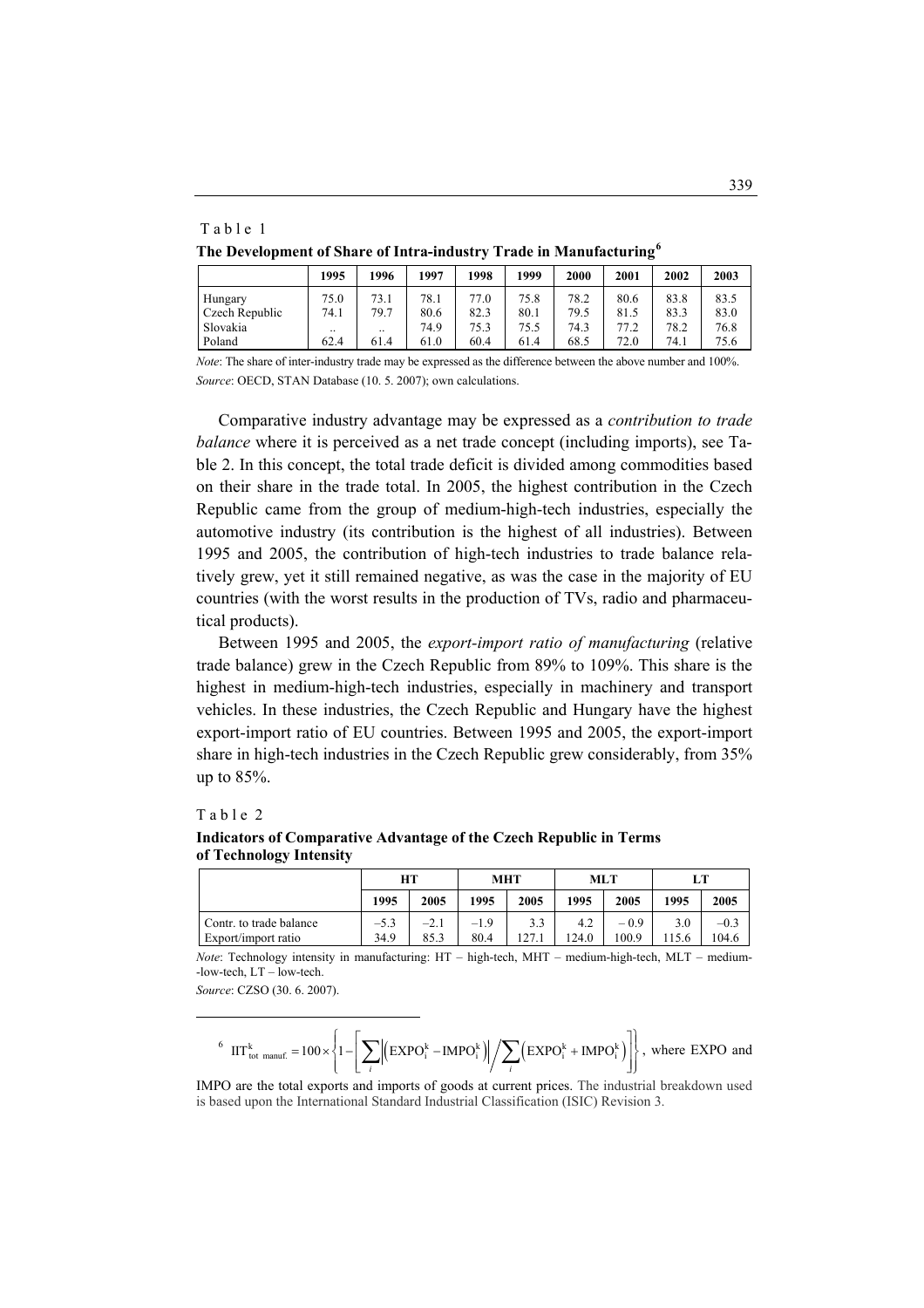Table 1

**The Development of Share of Intra-industry Trade in Manufacturing**[6]

| | 1995 | 1996 | 1997 | 1998 | 1999 | 2000 | 2001 | 2002 | 2003 |
|---|---|---|---|---|---|---|---|---|---|
| Hungary | 75.0 | 73.1 | 78.1 | 77.0 | 75.8 | 78.2 | 80.6 | 83.8 | 83.5 |
| Czech Republic | 74.1 | 79.7 | 80.6 | 82.3 | 80.1 | 79.5 | 81.5 | 83.3 | 83.0 |
| Slovakia | .. | .. | 74.9 | 75.3 | 75.5 | 74.3 | 77.2 | 78.2 | 76.8 |
| Poland | 62.4 | 61.4 | 61.0 | 60.4 | 61.4 | 68.5 | 72.0 | 74.1 | 75.6 |

*Note*: The share of inter-industry trade may be expressed as the difference between the above number and 100%.
*Source*: OECD, STAN Database (10. 5. 2007); own calculations.

Comparative industry advantage may be expressed as a *contribution to trade balance* where it is perceived as a net trade concept (including imports), see Table 2. In this concept, the total trade deficit is divided among commodities based on their share in the trade total. In 2005, the highest contribution in the Czech Republic came from the group of medium-high-tech industries, especially the automotive industry (its contribution is the highest of all industries). Between 1995 and 2005, the contribution of high-tech industries to trade balance relatively grew, yet it still remained negative, as was the case in the majority of EU countries (with the worst results in the production of TVs, radio and pharmaceutical products).

Between 1995 and 2005, the *export-import ratio of manufacturing* (relative trade balance) grew in the Czech Republic from 89% to 109%. This share is the highest in medium-high-tech industries, especially in machinery and transport vehicles. In these industries, the Czech Republic and Hungary have the highest export-import ratio of EU countries. Between 1995 and 2005, the export-import share in high-tech industries in the Czech Republic grew considerably, from 35% up to 85%.

Table 2

**Indicators of Comparative Advantage of the Czech Republic in Terms of Technology Intensity**

| | HT | | MHT | | MLT | | LT | |
|---|---|---|---|---|---|---|---|---|
| | 1995 | 2005 | 1995 | 2005 | 1995 | 2005 | 1995 | 2005 |
| Contr. to trade balance | −5.3 | −2.1 | −1.9 | 3.3 | 4.2 | −0.9 | 3.0 | −0.3 |
| Export/import ratio | 34.9 | 85.3 | 80.4 | 127.1 | 124.0 | 100.9 | 115.6 | 104.6 |

*Note*: Technology intensity in manufacturing: HT – high-tech, MHT – medium-high-tech, MLT – medium-low-tech, LT – low-tech.
*Source*: CZSO (30. 6. 2007).

---

[6] $IIT^{k}_{tot\ manuf.} = 100 \times \left\{ 1 - \left[ \sum_i \left| \left( EXPO^k_i - IMPO^k_i \right) \right| \Big/ \sum_i \left( EXPO^k_i + IMPO^k_i \right) \right] \right\}$, where EXPO and IMPO are the total exports and imports of goods at current prices. The industrial breakdown used is based upon the International Standard Industrial Classification (ISIC) Revision 3.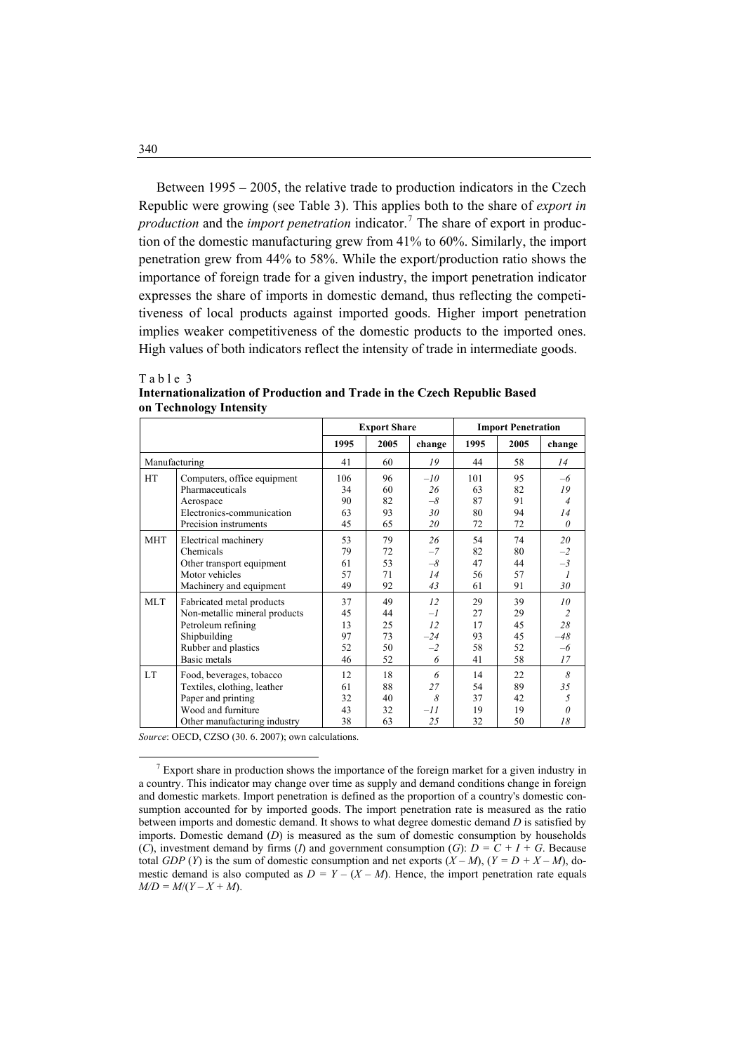Between 1995 – 2005, the relative trade to production indicators in the Czech Republic were growing (see Table 3). This applies both to the share of *export in production* and the *import penetration* indicator.[7] The share of export in production of the domestic manufacturing grew from 41% to 60%. Similarly, the import penetration grew from 44% to 58%. While the export/production ratio shows the importance of foreign trade for a given industry, the import penetration indicator expresses the share of imports in domestic demand, thus reflecting the competitiveness of local products against imported goods. Higher import penetration implies weaker competitiveness of the domestic products to the imported ones. High values of both indicators reflect the intensity of trade in intermediate goods.

Table 3
**Internationalization of Production and Trade in the Czech Republic Based on Technology Intensity**

| | | Export Share | | | Import Penetration | | |
|---|---|---|---|---|---|---|---|
| | | 1995 | 2005 | change | 1995 | 2005 | change |
| Manufacturing | | 41 | 60 | *19* | 44 | 58 | *14* |
| HT | Computers, office equipment | 106 | 96 | *–10* | 101 | 95 | *–6* |
| | Pharmaceuticals | 34 | 60 | *26* | 63 | 82 | *19* |
| | Aerospace | 90 | 82 | *–8* | 87 | 91 | *4* |
| | Electronics-communication | 63 | 93 | *30* | 80 | 94 | *14* |
| | Precision instruments | 45 | 65 | *20* | 72 | 72 | *0* |
| MHT | Electrical machinery | 53 | 79 | *26* | 54 | 74 | *20* |
| | Chemicals | 79 | 72 | *–7* | 82 | 80 | *–2* |
| | Other transport equipment | 61 | 53 | *–8* | 47 | 44 | *–3* |
| | Motor vehicles | 57 | 71 | *14* | 56 | 57 | *1* |
| | Machinery and equipment | 49 | 92 | *43* | 61 | 91 | *30* |
| MLT | Fabricated metal products | 37 | 49 | *12* | 29 | 39 | *10* |
| | Non-metallic mineral products | 45 | 44 | *–1* | 27 | 29 | *2* |
| | Petroleum refining | 13 | 25 | *12* | 17 | 45 | *28* |
| | Shipbuilding | 97 | 73 | *–24* | 93 | 45 | *–48* |
| | Rubber and plastics | 52 | 50 | *–2* | 58 | 52 | *–6* |
| | Basic metals | 46 | 52 | *6* | 41 | 58 | *17* |
| LT | Food, beverages, tobacco | 12 | 18 | *6* | 14 | 22 | *8* |
| | Textiles, clothing, leather | 61 | 88 | *27* | 54 | 89 | *35* |
| | Paper and printing | 32 | 40 | *8* | 37 | 42 | *5* |
| | Wood and furniture | 43 | 32 | *–11* | 19 | 19 | *0* |
| | Other manufacturing industry | 38 | 63 | *25* | 32 | 50 | *18* |

*Source*: OECD, CZSO (30. 6. 2007); own calculations.

[7] Export share in production shows the importance of the foreign market for a given industry in a country. This indicator may change over time as supply and demand conditions change in foreign and domestic markets. Import penetration is defined as the proportion of a country's domestic consumption accounted for by imported goods. The import penetration rate is measured as the ratio between imports and domestic demand. It shows to what degree domestic demand $D$ is satisfied by imports. Domestic demand ($D$) is measured as the sum of domestic consumption by households ($C$), investment demand by firms ($I$) and government consumption ($G$): $D = C + I + G$. Because total $GDP$ ($Y$) is the sum of domestic consumption and net exports ($X – M$), ($Y = D + X – M$), domestic demand is also computed as $D = Y – (X – M)$. Hence, the import penetration rate equals $M/D = M/(Y – X + M)$.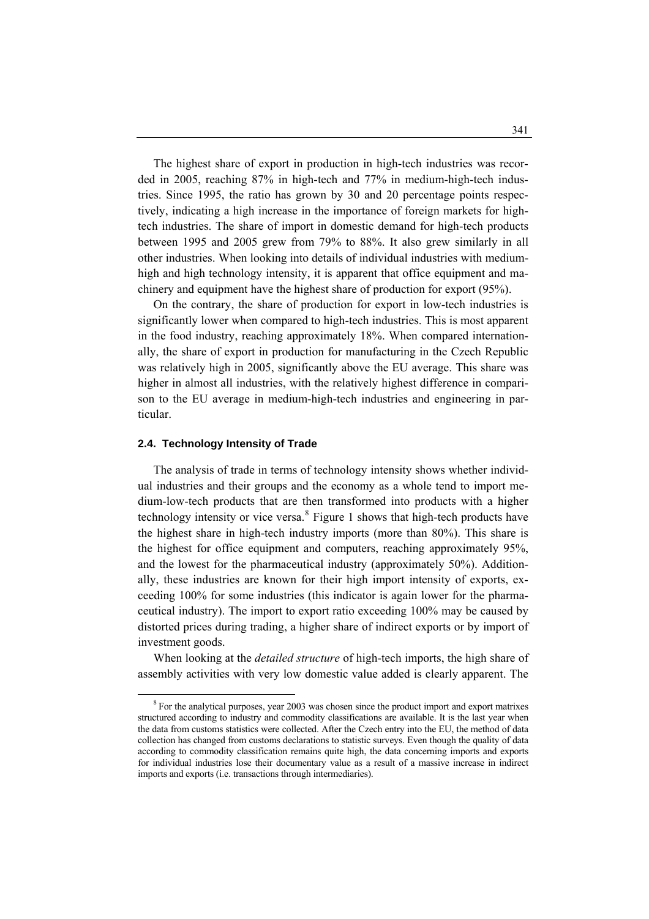The highest share of export in production in high-tech industries was recorded in 2005, reaching 87% in high-tech and 77% in medium-high-tech industries. Since 1995, the ratio has grown by 30 and 20 percentage points respectively, indicating a high increase in the importance of foreign markets for high-tech industries. The share of import in domestic demand for high-tech products between 1995 and 2005 grew from 79% to 88%. It also grew similarly in all other industries. When looking into details of individual industries with medium-high and high technology intensity, it is apparent that office equipment and machinery and equipment have the highest share of production for export (95%).

On the contrary, the share of production for export in low-tech industries is significantly lower when compared to high-tech industries. This is most apparent in the food industry, reaching approximately 18%. When compared internationally, the share of export in production for manufacturing in the Czech Republic was relatively high in 2005, significantly above the EU average. This share was higher in almost all industries, with the relatively highest difference in comparison to the EU average in medium-high-tech industries and engineering in particular.

### 2.4. Technology Intensity of Trade

The analysis of trade in terms of technology intensity shows whether individual industries and their groups and the economy as a whole tend to import medium-low-tech products that are then transformed into products with a higher technology intensity or vice versa.[8] Figure 1 shows that high-tech products have the highest share in high-tech industry imports (more than 80%). This share is the highest for office equipment and computers, reaching approximately 95%, and the lowest for the pharmaceutical industry (approximately 50%). Additionally, these industries are known for their high import intensity of exports, exceeding 100% for some industries (this indicator is again lower for the pharmaceutical industry). The import to export ratio exceeding 100% may be caused by distorted prices during trading, a higher share of indirect exports or by import of investment goods.

When looking at the *detailed structure* of high-tech imports, the high share of assembly activities with very low domestic value added is clearly apparent. The

[8] For the analytical purposes, year 2003 was chosen since the product import and export matrixes structured according to industry and commodity classifications are available. It is the last year when the data from customs statistics were collected. After the Czech entry into the EU, the method of data collection has changed from customs declarations to statistic surveys. Even though the quality of data according to commodity classification remains quite high, the data concerning imports and exports for individual industries lose their documentary value as a result of a massive increase in indirect imports and exports (i.e. transactions through intermediaries).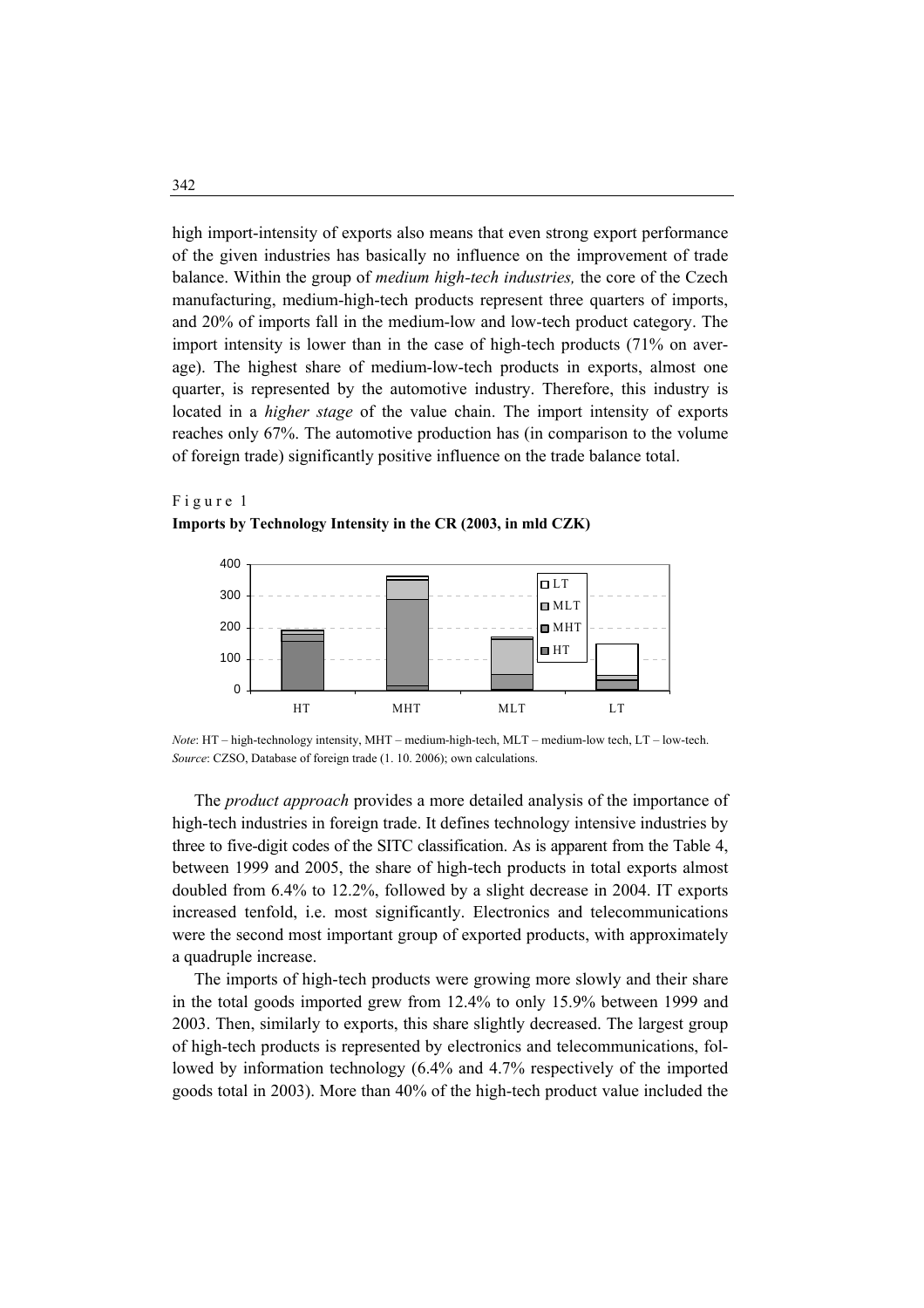high import-intensity of exports also means that even strong export performance of the given industries has basically no influence on the improvement of trade balance. Within the group of *medium high-tech industries,* the core of the Czech manufacturing, medium-high-tech products represent three quarters of imports, and 20% of imports fall in the medium-low and low-tech product category. The import intensity is lower than in the case of high-tech products (71% on average). The highest share of medium-low-tech products in exports, almost one quarter, is represented by the automotive industry. Therefore, this industry is located in a *higher stage* of the value chain. The import intensity of exports reaches only 67%. The automotive production has (in comparison to the volume of foreign trade) significantly positive influence on the trade balance total.

Figure 1

**Imports by Technology Intensity in the CR (2003, in mld CZK)**

*Note*: HT – high-technology intensity, MHT – medium-high-tech, MLT – medium-low tech, LT – low-tech.
*Source*: CZSO, Database of foreign trade (1. 10. 2006); own calculations.

The *product approach* provides a more detailed analysis of the importance of high-tech industries in foreign trade. It defines technology intensive industries by three to five-digit codes of the SITC classification. As is apparent from the Table 4, between 1999 and 2005, the share of high-tech products in total exports almost doubled from 6.4% to 12.2%, followed by a slight decrease in 2004. IT exports increased tenfold, i.e. most significantly. Electronics and telecommunications were the second most important group of exported products, with approximately a quadruple increase.

The imports of high-tech products were growing more slowly and their share in the total goods imported grew from 12.4% to only 15.9% between 1999 and 2003. Then, similarly to exports, this share slightly decreased. The largest group of high-tech products is represented by electronics and telecommunications, followed by information technology (6.4% and 4.7% respectively of the imported goods total in 2003). More than 40% of the high-tech product value included the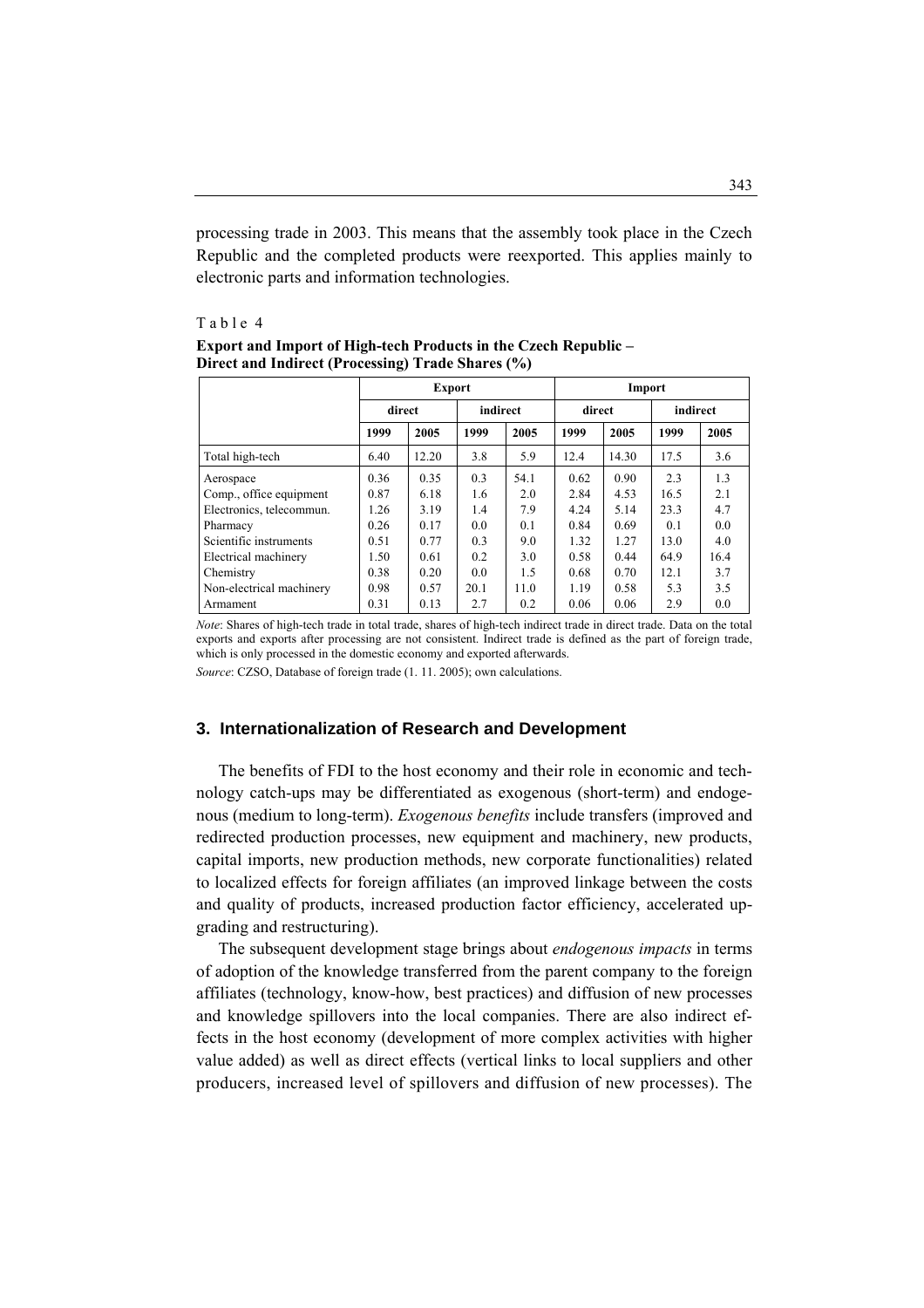processing trade in 2003. This means that the assembly took place in the Czech Republic and the completed products were reexported. This applies mainly to electronic parts and information technologies.

Table 4

**Export and Import of High-tech Products in the Czech Republic – Direct and Indirect (Processing) Trade Shares (%)**

| | Export | | | | Import | | | |
|---|---|---|---|---|---|---|---|---|
| | direct | | indirect | | direct | | indirect | |
| | 1999 | 2005 | 1999 | 2005 | 1999 | 2005 | 1999 | 2005 |
| Total high-tech | 6.40 | 12.20 | 3.8 | 5.9 | 12.4 | 14.30 | 17.5 | 3.6 |
| Aerospace | 0.36 | 0.35 | 0.3 | 54.1 | 0.62 | 0.90 | 2.3 | 1.3 |
| Comp., office equipment | 0.87 | 6.18 | 1.6 | 2.0 | 2.84 | 4.53 | 16.5 | 2.1 |
| Electronics, telecommun. | 1.26 | 3.19 | 1.4 | 7.9 | 4.24 | 5.14 | 23.3 | 4.7 |
| Pharmacy | 0.26 | 0.17 | 0.0 | 0.1 | 0.84 | 0.69 | 0.1 | 0.0 |
| Scientific instruments | 0.51 | 0.77 | 0.3 | 9.0 | 1.32 | 1.27 | 13.0 | 4.0 |
| Electrical machinery | 1.50 | 0.61 | 0.2 | 3.0 | 0.58 | 0.44 | 64.9 | 16.4 |
| Chemistry | 0.38 | 0.20 | 0.0 | 1.5 | 0.68 | 0.70 | 12.1 | 3.7 |
| Non-electrical machinery | 0.98 | 0.57 | 20.1 | 11.0 | 1.19 | 0.58 | 5.3 | 3.5 |
| Armament | 0.31 | 0.13 | 2.7 | 0.2 | 0.06 | 0.06 | 2.9 | 0.0 |

*Note*: Shares of high-tech trade in total trade, shares of high-tech indirect trade in direct trade. Data on the total exports and exports after processing are not consistent. Indirect trade is defined as the part of foreign trade, which is only processed in the domestic economy and exported afterwards.

*Source*: CZSO, Database of foreign trade (1. 11. 2005); own calculations.

## 3. Internationalization of Research and Development

The benefits of FDI to the host economy and their role in economic and technology catch-ups may be differentiated as exogenous (short-term) and endogenous (medium to long-term). *Exogenous benefits* include transfers (improved and redirected production processes, new equipment and machinery, new products, capital imports, new production methods, new corporate functionalities) related to localized effects for foreign affiliates (an improved linkage between the costs and quality of products, increased production factor efficiency, accelerated upgrading and restructuring).

The subsequent development stage brings about *endogenous impacts* in terms of adoption of the knowledge transferred from the parent company to the foreign affiliates (technology, know-how, best practices) and diffusion of new processes and knowledge spillovers into the local companies. There are also indirect effects in the host economy (development of more complex activities with higher value added) as well as direct effects (vertical links to local suppliers and other producers, increased level of spillovers and diffusion of new processes). The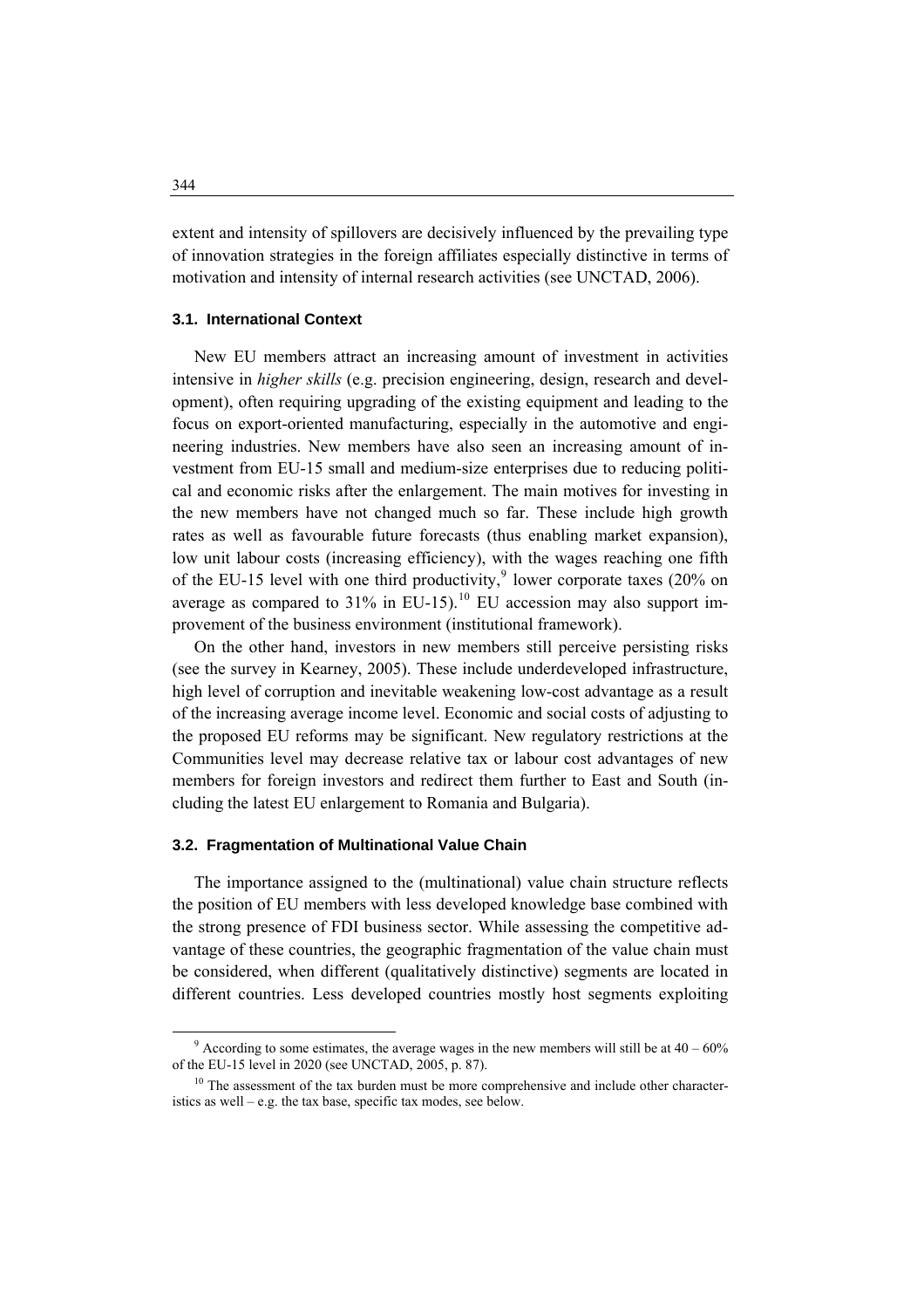extent and intensity of spillovers are decisively influenced by the prevailing type of innovation strategies in the foreign affiliates especially distinctive in terms of motivation and intensity of internal research activities (see UNCTAD, 2006).

### 3.1. International Context

New EU members attract an increasing amount of investment in activities intensive in *higher skills* (e.g. precision engineering, design, research and development), often requiring upgrading of the existing equipment and leading to the focus on export-oriented manufacturing, especially in the automotive and engineering industries. New members have also seen an increasing amount of investment from EU-15 small and medium-size enterprises due to reducing political and economic risks after the enlargement. The main motives for investing in the new members have not changed much so far. These include high growth rates as well as favourable future forecasts (thus enabling market expansion), low unit labour costs (increasing efficiency), with the wages reaching one fifth of the EU-15 level with one third productivity,[9] lower corporate taxes (20% on average as compared to 31% in EU-15).[10] EU accession may also support improvement of the business environment (institutional framework).

On the other hand, investors in new members still perceive persisting risks (see the survey in Kearney, 2005). These include underdeveloped infrastructure, high level of corruption and inevitable weakening low-cost advantage as a result of the increasing average income level. Economic and social costs of adjusting to the proposed EU reforms may be significant. New regulatory restrictions at the Communities level may decrease relative tax or labour cost advantages of new members for foreign investors and redirect them further to East and South (including the latest EU enlargement to Romania and Bulgaria).

### 3.2. Fragmentation of Multinational Value Chain

The importance assigned to the (multinational) value chain structure reflects the position of EU members with less developed knowledge base combined with the strong presence of FDI business sector. While assessing the competitive advantage of these countries, the geographic fragmentation of the value chain must be considered, when different (qualitatively distinctive) segments are located in different countries. Less developed countries mostly host segments exploiting

---

[9] According to some estimates, the average wages in the new members will still be at 40 – 60% of the EU-15 level in 2020 (see UNCTAD, 2005, p. 87).

[10] The assessment of the tax burden must be more comprehensive and include other characteristics as well – e.g. the tax base, specific tax modes, see below.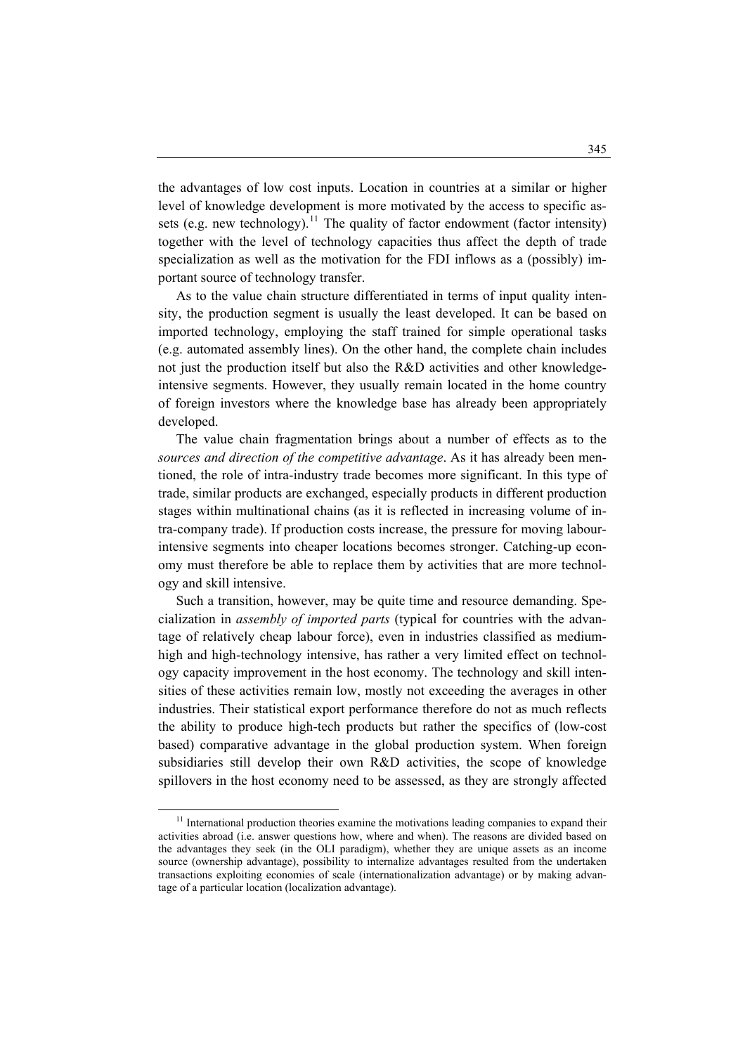the advantages of low cost inputs. Location in countries at a similar or higher level of knowledge development is more motivated by the access to specific assets (e.g. new technology).[11] The quality of factor endowment (factor intensity) together with the level of technology capacities thus affect the depth of trade specialization as well as the motivation for the FDI inflows as a (possibly) important source of technology transfer.

As to the value chain structure differentiated in terms of input quality intensity, the production segment is usually the least developed. It can be based on imported technology, employing the staff trained for simple operational tasks (e.g. automated assembly lines). On the other hand, the complete chain includes not just the production itself but also the R&D activities and other knowledge-intensive segments. However, they usually remain located in the home country of foreign investors where the knowledge base has already been appropriately developed.

The value chain fragmentation brings about a number of effects as to the *sources and direction of the competitive advantage*. As it has already been mentioned, the role of intra-industry trade becomes more significant. In this type of trade, similar products are exchanged, especially products in different production stages within multinational chains (as it is reflected in increasing volume of intra-company trade). If production costs increase, the pressure for moving labour-intensive segments into cheaper locations becomes stronger. Catching-up economy must therefore be able to replace them by activities that are more technology and skill intensive.

Such a transition, however, may be quite time and resource demanding. Specialization in *assembly of imported parts* (typical for countries with the advantage of relatively cheap labour force), even in industries classified as medium-high and high-technology intensive, has rather a very limited effect on technology capacity improvement in the host economy. The technology and skill intensities of these activities remain low, mostly not exceeding the averages in other industries. Their statistical export performance therefore do not as much reflects the ability to produce high-tech products but rather the specifics of (low-cost based) comparative advantage in the global production system. When foreign subsidiaries still develop their own R&D activities, the scope of knowledge spillovers in the host economy need to be assessed, as they are strongly affected

[11] International production theories examine the motivations leading companies to expand their activities abroad (i.e. answer questions how, where and when). The reasons are divided based on the advantages they seek (in the OLI paradigm), whether they are unique assets as an income source (ownership advantage), possibility to internalize advantages resulted from the undertaken transactions exploiting economies of scale (internationalization advantage) or by making advantage of a particular location (localization advantage).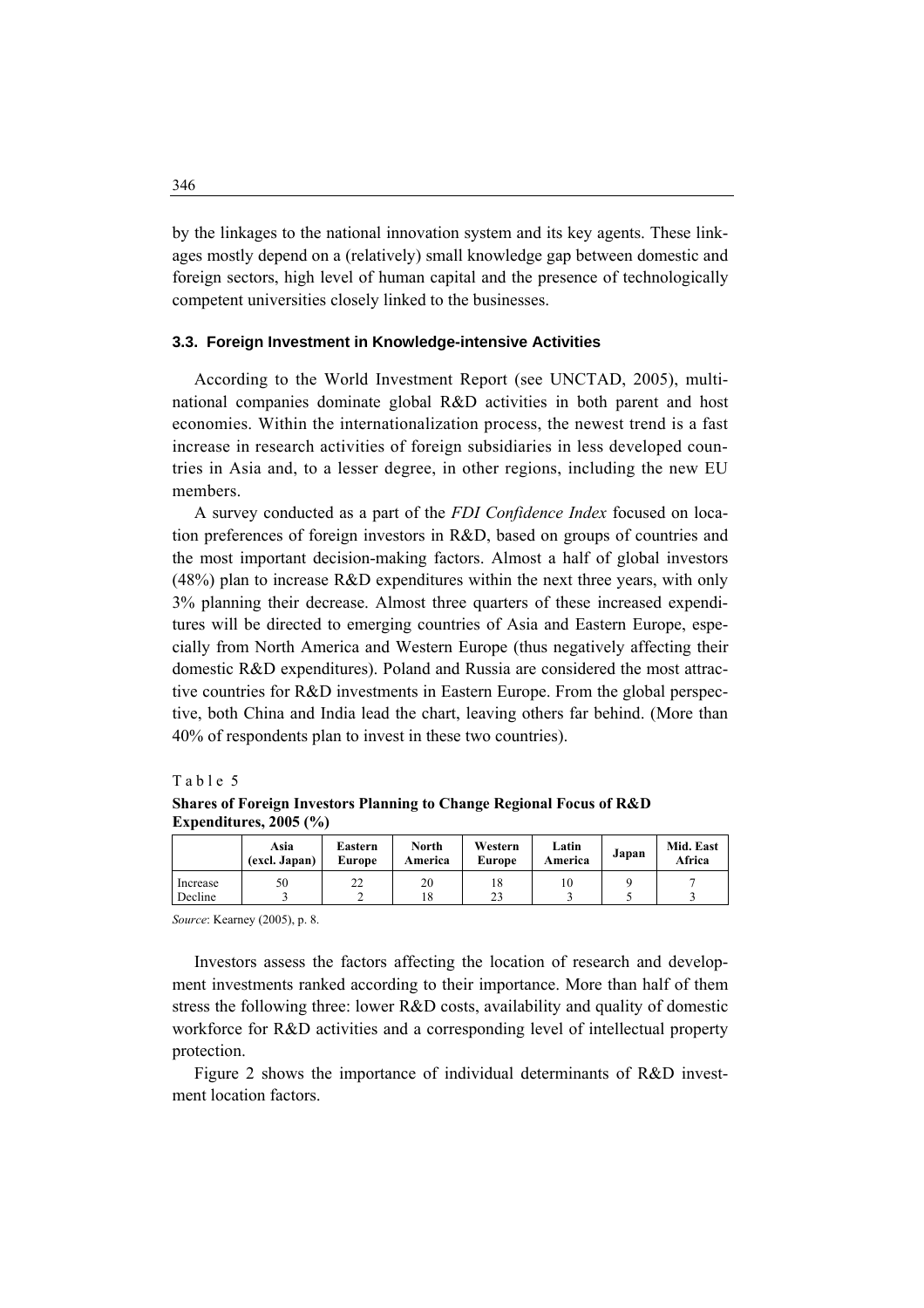by the linkages to the national innovation system and its key agents. These linkages mostly depend on a (relatively) small knowledge gap between domestic and foreign sectors, high level of human capital and the presence of technologically competent universities closely linked to the businesses.

### 3.3. Foreign Investment in Knowledge-intensive Activities

According to the World Investment Report (see UNCTAD, 2005), multinational companies dominate global R&D activities in both parent and host economies. Within the internationalization process, the newest trend is a fast increase in research activities of foreign subsidiaries in less developed countries in Asia and, to a lesser degree, in other regions, including the new EU members.

A survey conducted as a part of the *FDI Confidence Index* focused on location preferences of foreign investors in R&D, based on groups of countries and the most important decision-making factors. Almost a half of global investors (48%) plan to increase R&D expenditures within the next three years, with only 3% planning their decrease. Almost three quarters of these increased expenditures will be directed to emerging countries of Asia and Eastern Europe, especially from North America and Western Europe (thus negatively affecting their domestic R&D expenditures). Poland and Russia are considered the most attractive countries for R&D investments in Eastern Europe. From the global perspective, both China and India lead the chart, leaving others far behind. (More than 40% of respondents plan to invest in these two countries).

Table 5

**Shares of Foreign Investors Planning to Change Regional Focus of R&D Expenditures, 2005 (%)**

| | Asia (excl. Japan) | Eastern Europe | North America | Western Europe | Latin America | Japan | Mid. East Africa |
|---|---|---|---|---|---|---|---|
| Increase | 50 | 22 | 20 | 18 | 10 | 9 | 7 |
| Decline | 3 | 2 | 18 | 23 | 3 | 5 | 3 |

*Source*: Kearney (2005), p. 8.

Investors assess the factors affecting the location of research and development investments ranked according to their importance. More than half of them stress the following three: lower R&D costs, availability and quality of domestic workforce for R&D activities and a corresponding level of intellectual property protection.

Figure 2 shows the importance of individual determinants of R&D investment location factors.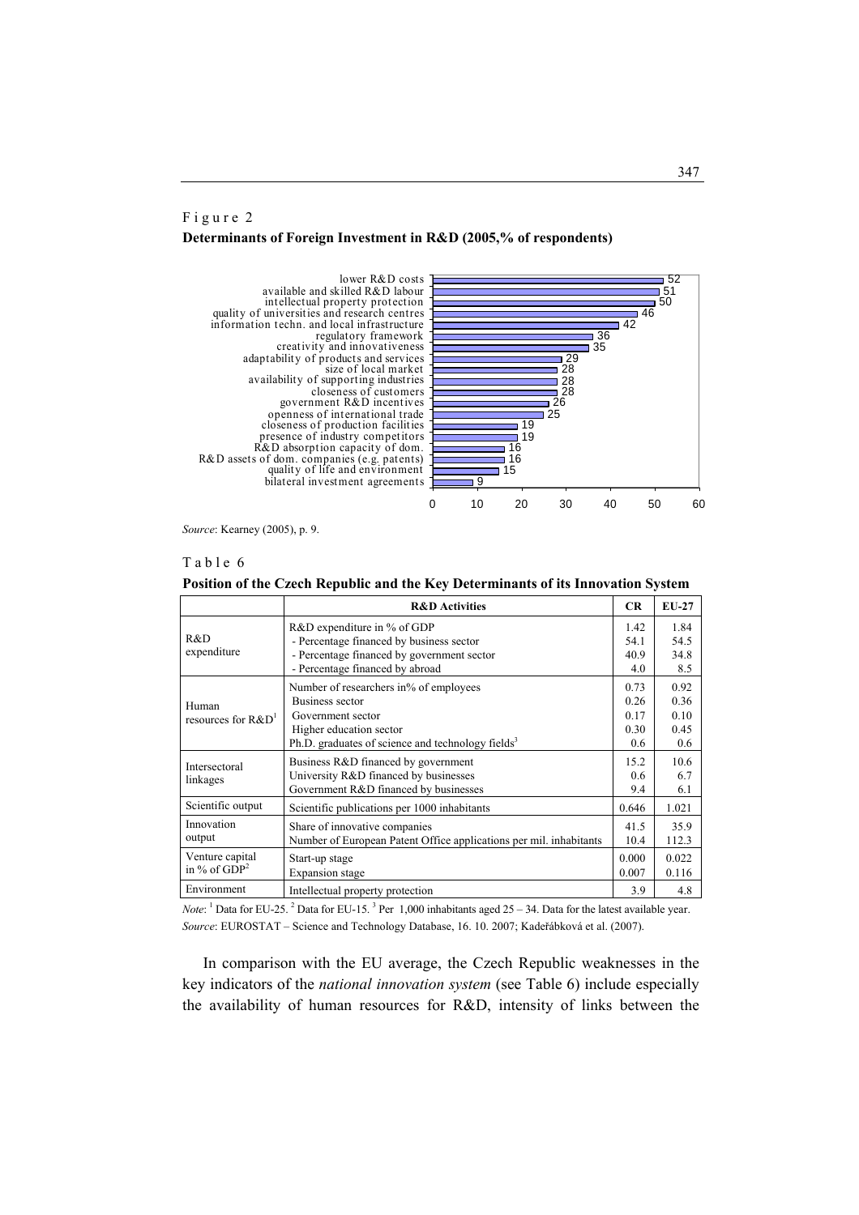Figure 2

**Determinants of Foreign Investment in R&D (2005,% of respondents)**

| Determinant | % of respondents |
|---|---|
| lower R&D costs | 52 |
| available and skilled R&D labour | 51 |
| intellectual property protection | 50 |
| quality of universities and research centres | 46 |
| information techn. and local infrastructure | 42 |
| regulatory framework | 36 |
| creativity and innovativeness | 35 |
| adaptability of products and services | 29 |
| size of local market | 28 |
| availability of supporting industries | 28 |
| closeness of customers | 28 |
| government R&D incentives | 26 |
| openness of international trade | 25 |
| closeness of production facilities | 19 |
| presence of industry competitors | 19 |
| R&D absorption capacity of dom. | 16 |
| R&D assets of dom. companies (e.g. patents) | 16 |
| quality of life and environment | 15 |
| bilateral investment agreements | 9 |

*Source*: Kearney (2005), p. 9.

Table 6

**Position of the Czech Republic and the Key Determinants of its Innovation System**

| | R&D Activities | CR | EU-27 |
|---|---|---|---|
| R&D expenditure | R&D expenditure in % of GDP | 1.42 | 1.84 |
| | - Percentage financed by business sector | 54.1 | 54.5 |
| | - Percentage financed by government sector | 40.9 | 34.8 |
| | - Percentage financed by abroad | 4.0 | 8.5 |
| Human resources for R&D[1] | Number of researchers in% of employees | 0.73 | 0.92 |
| | Business sector | 0.26 | 0.36 |
| | Government sector | 0.17 | 0.10 |
| | Higher education sector | 0.30 | 0.45 |
| | Ph.D. graduates of science and technology fields[3] | 0.6 | 0.6 |
| Intersectoral linkages | Business R&D financed by government | 15.2 | 10.6 |
| | University R&D financed by businesses | 0.6 | 6.7 |
| | Government R&D financed by businesses | 9.4 | 6.1 |
| Scientific output | Scientific publications per 1000 inhabitants | 0.646 | 1.021 |
| Innovation output | Share of innovative companies | 41.5 | 35.9 |
| | Number of European Patent Office applications per mil. inhabitants | 10.4 | 112.3 |
| Venture capital in % of GDP[2] | Start-up stage | 0.000 | 0.022 |
| | Expansion stage | 0.007 | 0.116 |
| Environment | Intellectual property protection | 3.9 | 4.8 |

*Note*: [1] Data for EU-25. [2] Data for EU-15. [3] Per 1,000 inhabitants aged 25 – 34. Data for the latest available year.
*Source*: EUROSTAT – Science and Technology Database, 16. 10. 2007; Kadeřábková et al. (2007).

In comparison with the EU average, the Czech Republic weaknesses in the key indicators of the *national innovation system* (see Table 6) include especially the availability of human resources for R&D, intensity of links between the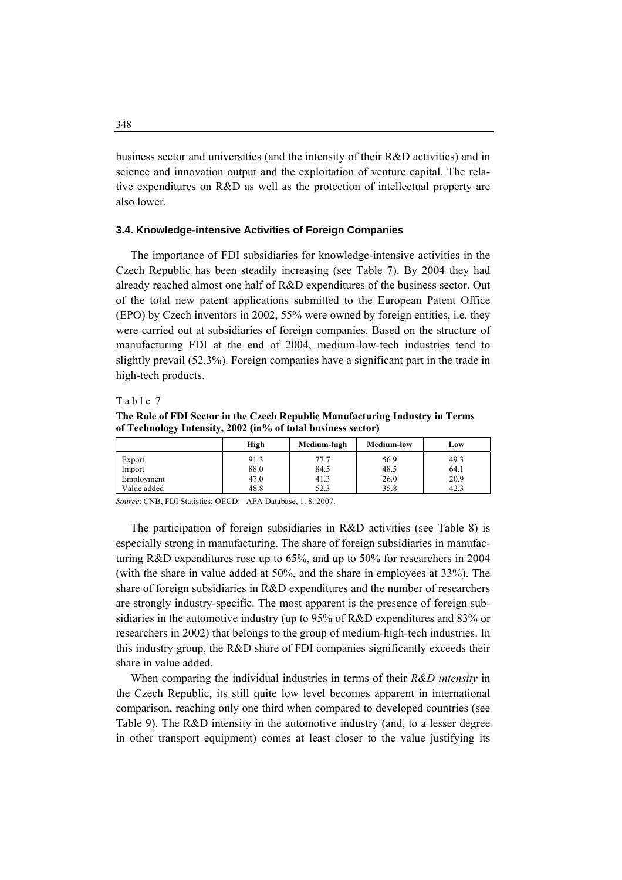business sector and universities (and the intensity of their R&D activities) and in science and innovation output and the exploitation of venture capital. The relative expenditures on R&D as well as the protection of intellectual property are also lower.

### 3.4. Knowledge-intensive Activities of Foreign Companies

The importance of FDI subsidiaries for knowledge-intensive activities in the Czech Republic has been steadily increasing (see Table 7). By 2004 they had already reached almost one half of R&D expenditures of the business sector. Out of the total new patent applications submitted to the European Patent Office (EPO) by Czech inventors in 2002, 55% were owned by foreign entities, i.e. they were carried out at subsidiaries of foreign companies. Based on the structure of manufacturing FDI at the end of 2004, medium-low-tech industries tend to slightly prevail (52.3%). Foreign companies have a significant part in the trade in high-tech products.

Table 7

**The Role of FDI Sector in the Czech Republic Manufacturing Industry in Terms of Technology Intensity, 2002 (in% of total business sector)**

| | High | Medium-high | Medium-low | Low |
|---|---|---|---|---|
| Export | 91.3 | 77.7 | 56.9 | 49.3 |
| Import | 88.0 | 84.5 | 48.5 | 64.1 |
| Employment | 47.0 | 41.3 | 26.0 | 20.9 |
| Value added | 48.8 | 52.3 | 35.8 | 42.3 |

*Source*: CNB, FDI Statistics; OECD – AFA Database, 1. 8. 2007.

The participation of foreign subsidiaries in R&D activities (see Table 8) is especially strong in manufacturing. The share of foreign subsidiaries in manufacturing R&D expenditures rose up to 65%, and up to 50% for researchers in 2004 (with the share in value added at 50%, and the share in employees at 33%). The share of foreign subsidiaries in R&D expenditures and the number of researchers are strongly industry-specific. The most apparent is the presence of foreign subsidiaries in the automotive industry (up to 95% of R&D expenditures and 83% or researchers in 2002) that belongs to the group of medium-high-tech industries. In this industry group, the R&D share of FDI companies significantly exceeds their share in value added.

When comparing the individual industries in terms of their *R&D intensity* in the Czech Republic, its still quite low level becomes apparent in international comparison, reaching only one third when compared to developed countries (see Table 9). The R&D intensity in the automotive industry (and, to a lesser degree in other transport equipment) comes at least closer to the value justifying its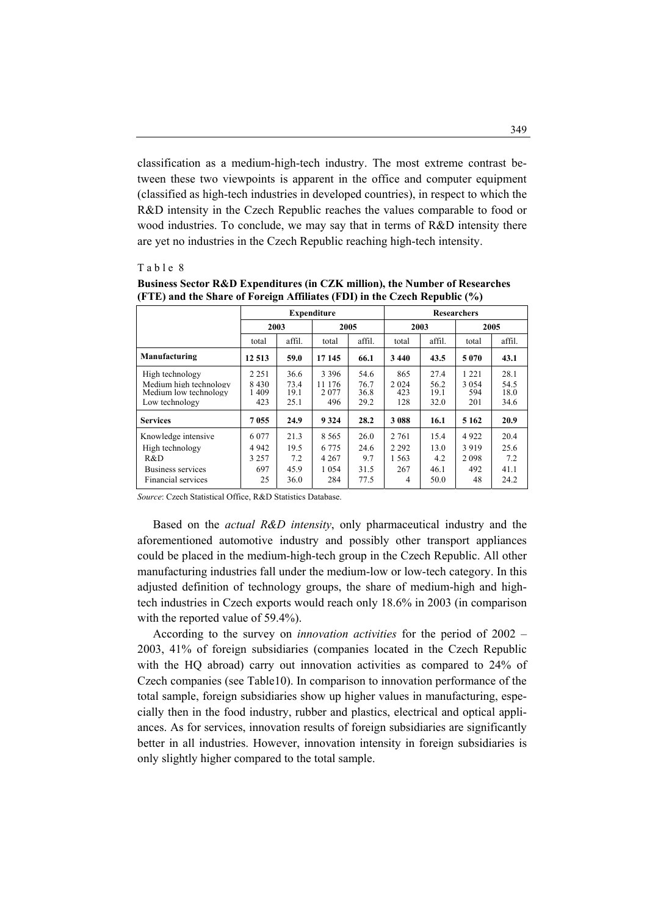classification as a medium-high-tech industry. The most extreme contrast between these two viewpoints is apparent in the office and computer equipment (classified as high-tech industries in developed countries), in respect to which the R&D intensity in the Czech Republic reaches the values comparable to food or wood industries. To conclude, we may say that in terms of R&D intensity there are yet no industries in the Czech Republic reaching high-tech intensity.

Table 8

**Business Sector R&D Expenditures (in CZK million), the Number of Researches (FTE) and the Share of Foreign Affiliates (FDI) in the Czech Republic (%)**

| | Expenditure | | | | Researchers | | | |
|---|---|---|---|---|---|---|---|---|
| | 2003 | | 2005 | | 2003 | | 2005 | |
| | total | affil. | total | affil. | total | affil. | total | affil. |
| **Manufacturing** | **12 513** | **59.0** | **17 145** | **66.1** | **3 440** | **43.5** | **5 070** | **43.1** |
| High technology | 2 251 | 36.6 | 3 396 | 54.6 | 865 | 27.4 | 1 221 | 28.1 |
| Medium high technology | 8 430 | 73.4 | 11 176 | 76.7 | 2 024 | 56.2 | 3 054 | 54.5 |
| Medium low technology | 1 409 | 19.1 | 2 077 | 36.8 | 423 | 19.1 | 594 | 18.0 |
| Low technology | 423 | 25.1 | 496 | 29.2 | 128 | 32.0 | 201 | 34.6 |
| **Services** | **7 055** | **24.9** | **9 324** | **28.2** | **3 088** | **16.1** | **5 162** | **20.9** |
| Knowledge intensive | 6 077 | 21.3 | 8 565 | 26.0 | 2 761 | 15.4 | 4 922 | 20.4 |
| High technology | 4 942 | 19.5 | 6 775 | 24.6 | 2 292 | 13.0 | 3 919 | 25.6 |
| R&D | 3 257 | 7.2 | 4 267 | 9.7 | 1 563 | 4.2 | 2 098 | 7.2 |
| Business services | 697 | 45.9 | 1 054 | 31.5 | 267 | 46.1 | 492 | 41.1 |
| Financial services | 25 | 36.0 | 284 | 77.5 | 4 | 50.0 | 48 | 24.2 |

*Source*: Czech Statistical Office, R&D Statistics Database.

Based on the *actual R&D intensity*, only pharmaceutical industry and the aforementioned automotive industry and possibly other transport appliances could be placed in the medium-high-tech group in the Czech Republic. All other manufacturing industries fall under the medium-low or low-tech category. In this adjusted definition of technology groups, the share of medium-high and high-tech industries in Czech exports would reach only 18.6% in 2003 (in comparison with the reported value of 59.4%).

According to the survey on *innovation activities* for the period of 2002 – 2003, 41% of foreign subsidiaries (companies located in the Czech Republic with the HQ abroad) carry out innovation activities as compared to 24% of Czech companies (see Table10). In comparison to innovation performance of the total sample, foreign subsidiaries show up higher values in manufacturing, especially then in the food industry, rubber and plastics, electrical and optical appliances. As for services, innovation results of foreign subsidiaries are significantly better in all industries. However, innovation intensity in foreign subsidiaries is only slightly higher compared to the total sample.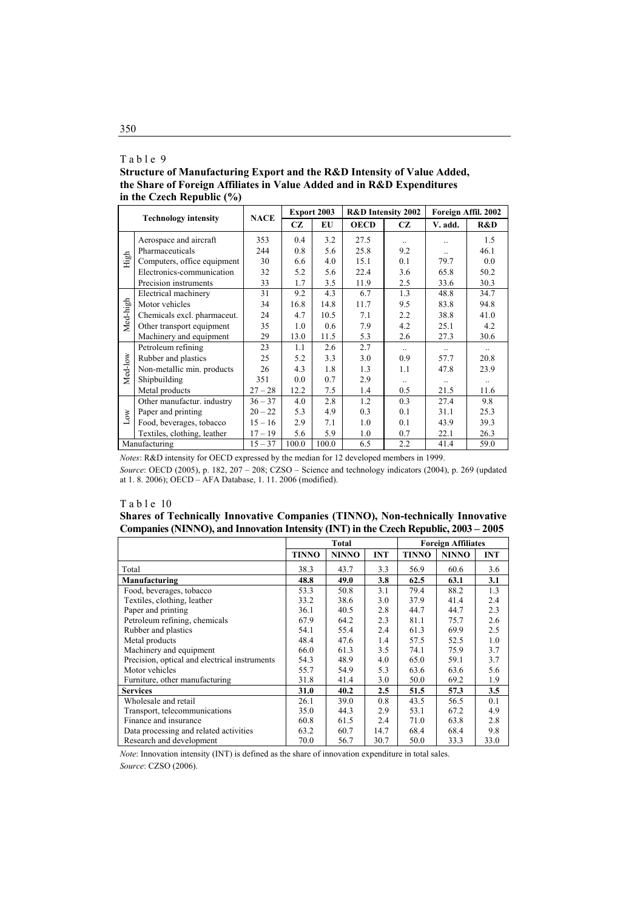Table 9

**Structure of Manufacturing Export and the R&D Intensity of Value Added, the Share of Foreign Affiliates in Value Added and in R&D Expenditures in the Czech Republic (%)**

| | Technology intensity | NACE | Export 2003 | | R&D Intensity 2002 | | Foreign Affil. 2002 | |
|---|---|---|---|---|---|---|---|---|
| | | | CZ | EU | OECD | CZ | V. add. | R&D |
| High | Aerospace and aircraft | 353 | 0.4 | 3.2 | 27.5 | .. | .. | 1.5 |
| | Pharmaceuticals | 244 | 0.8 | 5.6 | 25.8 | 9.2 | .. | 46.1 |
| | Computers, office equipment | 30 | 6.6 | 4.0 | 15.1 | 0.1 | 79.7 | 0.0 |
| | Electronics-communication | 32 | 5.2 | 5.6 | 22.4 | 3.6 | 65.8 | 50.2 |
| | Precision instruments | 33 | 1.7 | 3.5 | 11.9 | 2.5 | 33.6 | 30.3 |
| Med-high | Electrical machinery | 31 | 9.2 | 4.3 | 6.7 | 1.3 | 48.8 | 34.7 |
| | Motor vehicles | 34 | 16.8 | 14.8 | 11.7 | 9.5 | 83.8 | 94.8 |
| | Chemicals excl. pharmaceut. | 24 | 4.7 | 10.5 | 7.1 | 2.2 | 38.8 | 41.0 |
| | Other transport equipment | 35 | 1.0 | 0.6 | 7.9 | 4.2 | 25.1 | 4.2 |
| | Machinery and equipment | 29 | 13.0 | 11.5 | 5.3 | 2.6 | 27.3 | 30.6 |
| Med-low | Petroleum refining | 23 | 1.1 | 2.6 | 2.7 | .. | .. | .. |
| | Rubber and plastics | 25 | 5.2 | 3.3 | 3.0 | 0.9 | 57.7 | 20.8 |
| | Non-metallic min. products | 26 | 4.3 | 1.8 | 1.3 | 1.1 | 47.8 | 23.9 |
| | Shipbuilding | 351 | 0.0 | 0.7 | 2.9 | .. | .. | .. |
| | Metal products | 27 – 28 | 12.2 | 7.5 | 1.4 | 0.5 | 21.5 | 11.6 |
| Low | Other manufactur. industry | 36 – 37 | 4.0 | 2.8 | 1.2 | 0.3 | 27.4 | 9.8 |
| | Paper and printing | 20 – 22 | 5.3 | 4.9 | 0.3 | 0.1 | 31.1 | 25.3 |
| | Food, beverages, tobacco | 15 – 16 | 2.9 | 7.1 | 1.0 | 0.1 | 43.9 | 39.3 |
| | Textiles, clothing, leather | 17 – 19 | 5.6 | 5.9 | 1.0 | 0.7 | 22.1 | 26.3 |
| Manufacturing | | 15 – 37 | 100.0 | 100.0 | 6.5 | 2.2 | 41.4 | 59.0 |

*Notes*: R&D intensity for OECD expressed by the median for 12 developed members in 1999.

*Source*: OECD (2005), p. 182, 207 – 208; CZSO – Science and technology indicators (2004), p. 269 (updated at 1. 8. 2006); OECD – AFA Database, 1. 11. 2006 (modified).

Table 10

**Shares of Technically Innovative Companies (TINNO), Non-technically Innovative Companies (NINNO), and Innovation Intensity (INT) in the Czech Republic, 2003 – 2005**

| | Total | | | Foreign Affiliates | | |
|---|---|---|---|---|---|---|
| | TINNO | NINNO | INT | TINNO | NINNO | INT |
| Total | 38.3 | 43.7 | 3.3 | 56.9 | 60.6 | 3.6 |
| **Manufacturing** | **48.8** | **49.0** | **3.8** | **62.5** | **63.1** | **3.1** |
| Food, beverages, tobacco | 53.3 | 50.8 | 3.1 | 79.4 | 88.2 | 1.3 |
| Textiles, clothing, leather | 33.2 | 38.6 | 3.0 | 37.9 | 41.4 | 2.4 |
| Paper and printing | 36.1 | 40.5 | 2.8 | 44.7 | 44.7 | 2.3 |
| Petroleum refining, chemicals | 67.9 | 64.2 | 2.3 | 81.1 | 75.7 | 2.6 |
| Rubber and plastics | 54.1 | 55.4 | 2.4 | 61.3 | 69.9 | 2.5 |
| Metal products | 48.4 | 47.6 | 1.4 | 57.5 | 52.5 | 1.0 |
| Machinery and equipment | 66.0 | 61.3 | 3.5 | 74.1 | 75.9 | 3.7 |
| Precision, optical and electrical instruments | 54.3 | 48.9 | 4.0 | 65.0 | 59.1 | 3.7 |
| Motor vehicles | 55.7 | 54.9 | 5.3 | 63.6 | 63.6 | 5.6 |
| Furniture, other manufacturing | 31.8 | 41.4 | 3.0 | 50.0 | 69.2 | 1.9 |
| **Services** | **31.0** | **40.2** | **2.5** | **51.5** | **57.3** | **3.5** |
| Wholesale and retail | 26.1 | 39.0 | 0.8 | 43.5 | 56.5 | 0.1 |
| Transport, telecommunications | 35.0 | 44.3 | 2.9 | 53.1 | 67.2 | 4.9 |
| Finance and insurance | 60.8 | 61.5 | 2.4 | 71.0 | 63.8 | 2.8 |
| Data processing and related activities | 63.2 | 60.7 | 14.7 | 68.4 | 68.4 | 9.8 |
| Research and development | 70.0 | 56.7 | 30.7 | 50.0 | 33.3 | 33.0 |

*Note*: Innovation intensity (INT) is defined as the share of innovation expenditure in total sales.

*Source*: CZSO (2006).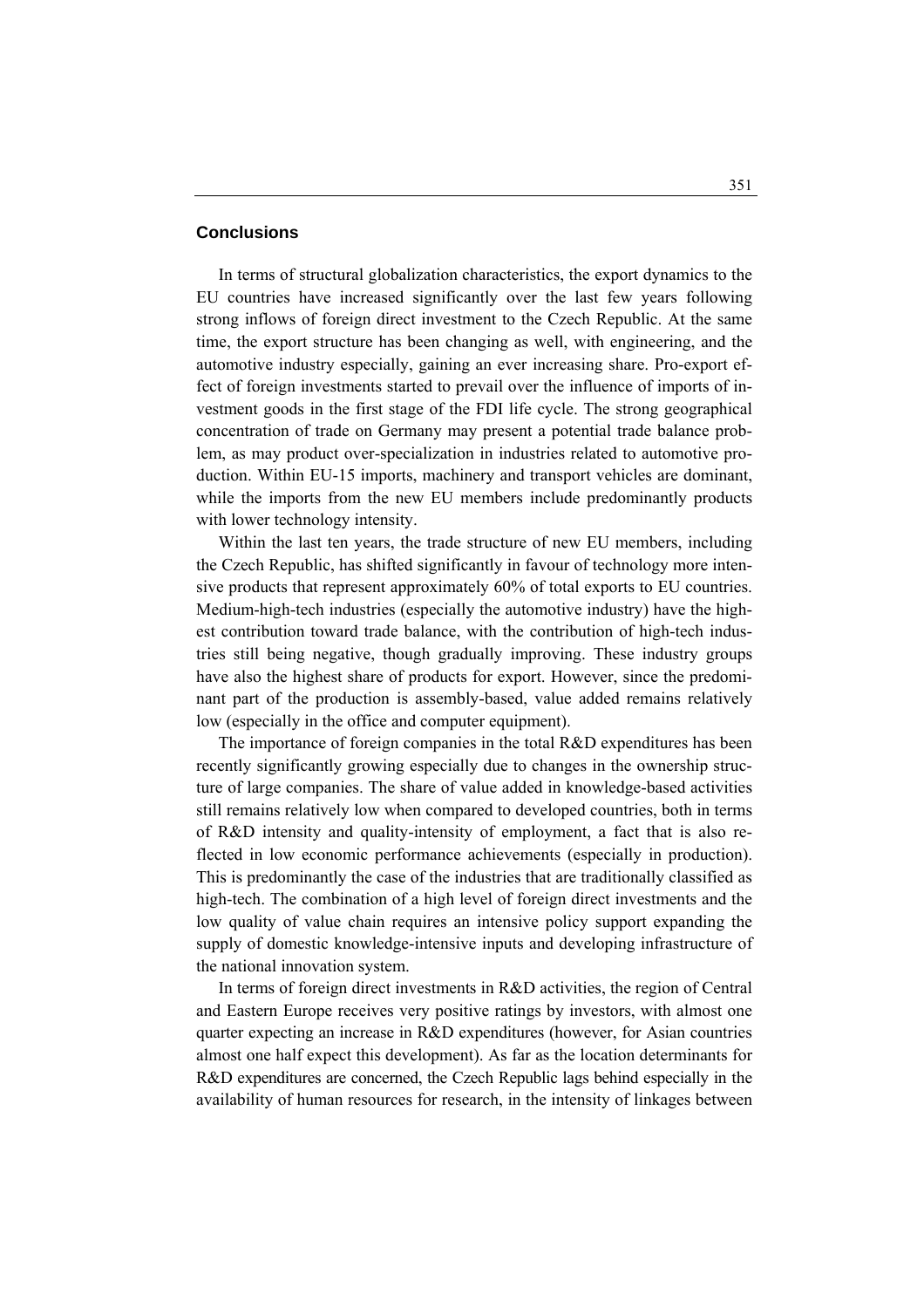## Conclusions

In terms of structural globalization characteristics, the export dynamics to the EU countries have increased significantly over the last few years following strong inflows of foreign direct investment to the Czech Republic. At the same time, the export structure has been changing as well, with engineering, and the automotive industry especially, gaining an ever increasing share. Pro-export effect of foreign investments started to prevail over the influence of imports of investment goods in the first stage of the FDI life cycle. The strong geographical concentration of trade on Germany may present a potential trade balance problem, as may product over-specialization in industries related to automotive production. Within EU-15 imports, machinery and transport vehicles are dominant, while the imports from the new EU members include predominantly products with lower technology intensity.

Within the last ten years, the trade structure of new EU members, including the Czech Republic, has shifted significantly in favour of technology more intensive products that represent approximately 60% of total exports to EU countries. Medium-high-tech industries (especially the automotive industry) have the highest contribution toward trade balance, with the contribution of high-tech industries still being negative, though gradually improving. These industry groups have also the highest share of products for export. However, since the predominant part of the production is assembly-based, value added remains relatively low (especially in the office and computer equipment).

The importance of foreign companies in the total R&D expenditures has been recently significantly growing especially due to changes in the ownership structure of large companies. The share of value added in knowledge-based activities still remains relatively low when compared to developed countries, both in terms of R&D intensity and quality-intensity of employment, a fact that is also reflected in low economic performance achievements (especially in production). This is predominantly the case of the industries that are traditionally classified as high-tech. The combination of a high level of foreign direct investments and the low quality of value chain requires an intensive policy support expanding the supply of domestic knowledge-intensive inputs and developing infrastructure of the national innovation system.

In terms of foreign direct investments in R&D activities, the region of Central and Eastern Europe receives very positive ratings by investors, with almost one quarter expecting an increase in R&D expenditures (however, for Asian countries almost one half expect this development). As far as the location determinants for R&D expenditures are concerned, the Czech Republic lags behind especially in the availability of human resources for research, in the intensity of linkages between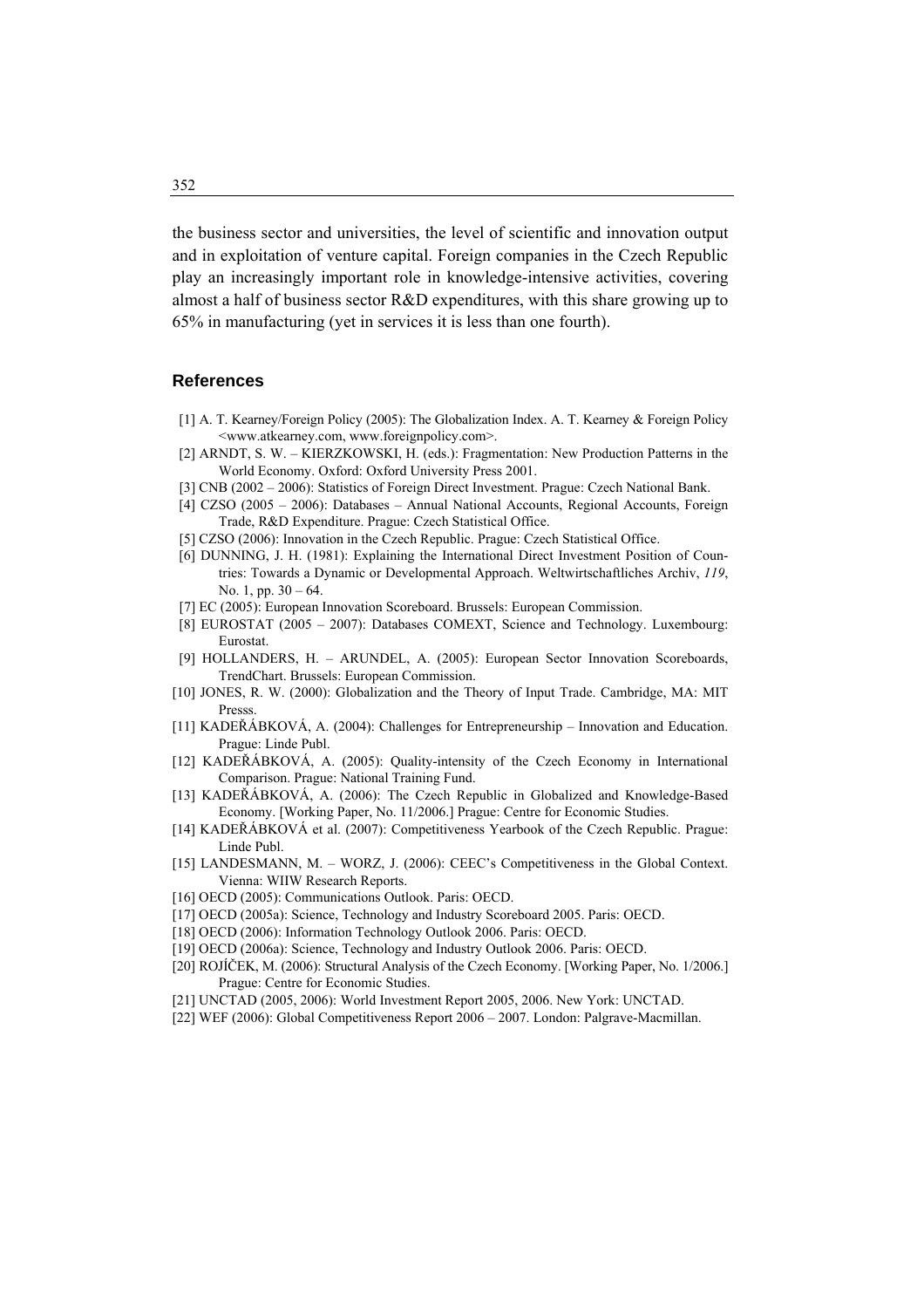the business sector and universities, the level of scientific and innovation output and in exploitation of venture capital. Foreign companies in the Czech Republic play an increasingly important role in knowledge-intensive activities, covering almost a half of business sector R&D expenditures, with this share growing up to 65% in manufacturing (yet in services it is less than one fourth).

## References

[1] A. T. Kearney/Foreign Policy (2005): The Globalization Index. A. T. Kearney & Foreign Policy <www.atkearney.com, www.foreignpolicy.com>.

[2] ARNDT, S. W. – KIERZKOWSKI, H. (eds.): Fragmentation: New Production Patterns in the World Economy. Oxford: Oxford University Press 2001.

[3] CNB (2002 – 2006): Statistics of Foreign Direct Investment. Prague: Czech National Bank.

[4] CZSO (2005 – 2006): Databases – Annual National Accounts, Regional Accounts, Foreign Trade, R&D Expenditure. Prague: Czech Statistical Office.

[5] CZSO (2006): Innovation in the Czech Republic. Prague: Czech Statistical Office.

[6] DUNNING, J. H. (1981): Explaining the International Direct Investment Position of Countries: Towards a Dynamic or Developmental Approach. Weltwirtschaftliches Archiv, *119*, No. 1, pp. 30 – 64.

[7] EC (2005): European Innovation Scoreboard. Brussels: European Commission.

[8] EUROSTAT (2005 – 2007): Databases COMEXT, Science and Technology. Luxembourg: Eurostat.

[9] HOLLANDERS, H. – ARUNDEL, A. (2005): European Sector Innovation Scoreboards, TrendChart. Brussels: European Commission.

[10] JONES, R. W. (2000): Globalization and the Theory of Input Trade. Cambridge, MA: MIT Presss.

[11] KADEŘÁBKOVÁ, A. (2004): Challenges for Entrepreneurship – Innovation and Education. Prague: Linde Publ.

[12] KADEŘÁBKOVÁ, A. (2005): Quality-intensity of the Czech Economy in International Comparison. Prague: National Training Fund.

[13] KADEŘÁBKOVÁ, A. (2006): The Czech Republic in Globalized and Knowledge-Based Economy. [Working Paper, No. 11/2006.] Prague: Centre for Economic Studies.

[14] KADEŘÁBKOVÁ et al. (2007): Competitiveness Yearbook of the Czech Republic. Prague: Linde Publ.

[15] LANDESMANN, M. – WORZ, J. (2006): CEEC's Competitiveness in the Global Context. Vienna: WIIW Research Reports.

[16] OECD (2005): Communications Outlook. Paris: OECD.

[17] OECD (2005a): Science, Technology and Industry Scoreboard 2005. Paris: OECD.

[18] OECD (2006): Information Technology Outlook 2006. Paris: OECD.

[19] OECD (2006a): Science, Technology and Industry Outlook 2006. Paris: OECD.

[20] ROJÍČEK, M. (2006): Structural Analysis of the Czech Economy. [Working Paper, No. 1/2006.] Prague: Centre for Economic Studies.

[21] UNCTAD (2005, 2006): World Investment Report 2005, 2006. New York: UNCTAD.

[22] WEF (2006): Global Competitiveness Report 2006 – 2007. London: Palgrave-Macmillan.